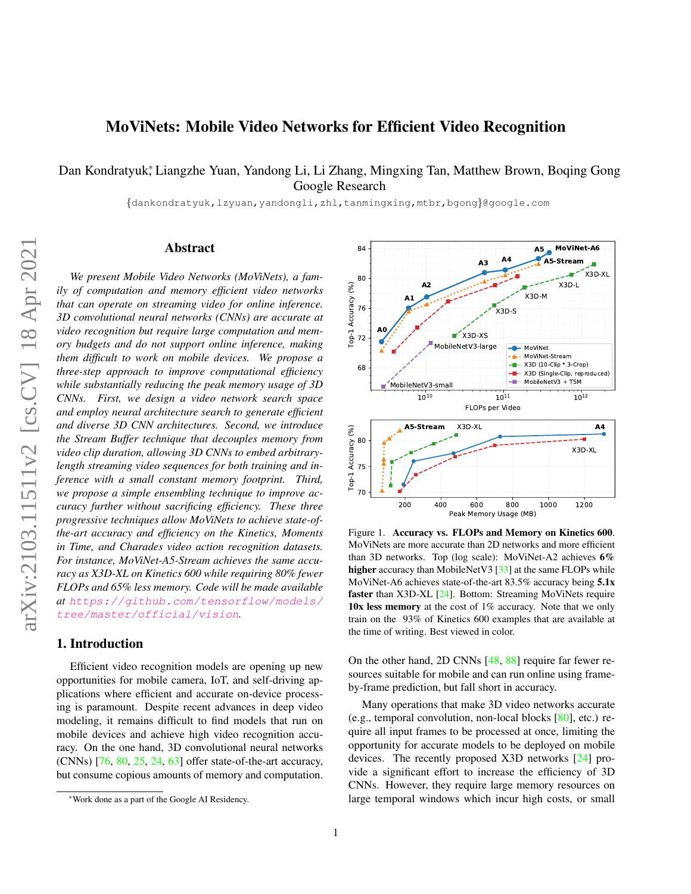# MoViNets: Mobile Video Networks for Efficient Video Recognition

Dan Kondratyuk*, Liangzhe Yuan, Yandong Li, Li Zhang, Mingxing Tan, Matthew Brown, Boqing Gong
Google Research

{dankondratyuk,lzyuan,yandongli,zhl,tanmingxing,mtbr,bgong}@google.com

## Abstract

*We present Mobile Video Networks (MoViNets), a family of computation and memory efficient video networks that can operate on streaming video for online inference. 3D convolutional neural networks (CNNs) are accurate at video recognition but require large computation and memory budgets and do not support online inference, making them difficult to work on mobile devices. We propose a three-step approach to improve computational efficiency while substantially reducing the peak memory usage of 3D CNNs. First, we design a video network search space and employ neural architecture search to generate efficient and diverse 3D CNN architectures. Second, we introduce the Stream Buffer technique that decouples memory from video clip duration, allowing 3D CNNs to embed arbitrary-length streaming video sequences for both training and inference with a small constant memory footprint. Third, we propose a simple ensembling technique to improve accuracy further without sacrificing efficiency. These three progressive techniques allow MoViNets to achieve state-of-the-art accuracy and efficiency on the Kinetics, Moments in Time, and Charades video action recognition datasets. For instance, MoViNet-A5-Stream achieves the same accuracy as X3D-XL on Kinetics 600 while requiring 80% fewer FLOPs and 65% less memory. Code will be made available at https://github.com/tensorflow/models/tree/master/official/vision.*

Figure 1. **Accuracy vs. FLOPs and Memory on Kinetics 600.** MoViNets are more accurate than 2D networks and more efficient than 3D networks. Top (log scale): MoViNet-A2 achieves **6% higher** accuracy than MobileNetV3 [33] at the same FLOPs while MoViNet-A6 achieves state-of-the-art 83.5% accuracy being **5.1x faster** than X3D-XL [24]. Bottom: Streaming MoViNets require **10x less memory** at the cost of 1% accuracy. Note that we only train on the 93% of Kinetics 600 examples that are available at the time of writing. Best viewed in color.

## 1. Introduction

Efficient video recognition models are opening up new opportunities for mobile camera, IoT, and self-driving applications where efficient and accurate on-device processing is paramount. Despite recent advances in deep video modeling, it remains difficult to find models that run on mobile devices and achieve high video recognition accuracy. On the one hand, 3D convolutional neural networks (CNNs) [76, 80, 25, 24, 63] offer state-of-the-art accuracy, but consume copious amounts of memory and computation. On the other hand, 2D CNNs [48, 88] require far fewer resources suitable for mobile and can run online using frame-by-frame prediction, but fall short in accuracy.

Many operations that make 3D video networks accurate (e.g., temporal convolution, non-local blocks [80], etc.) require all input frames to be processed at once, limiting the opportunity for accurate models to be deployed on mobile devices. The recently proposed X3D networks [24] provide a significant effort to increase the efficiency of 3D CNNs. However, they require large memory resources on large temporal windows which incur high costs, or small

*Work done as a part of the Google AI Residency.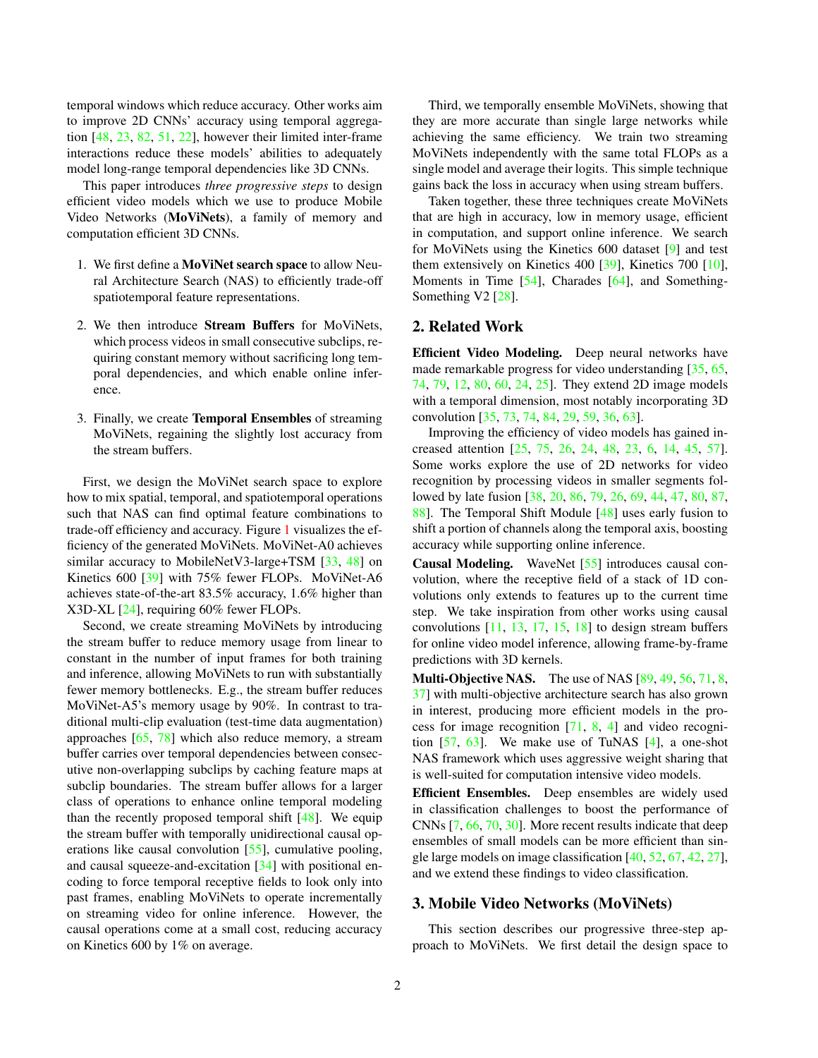temporal windows which reduce accuracy. Other works aim to improve 2D CNNs' accuracy using temporal aggregation [48, 23, 82, 51, 22], however their limited inter-frame interactions reduce these models' abilities to adequately model long-range temporal dependencies like 3D CNNs.

This paper introduces *three progressive steps* to design efficient video models which we use to produce Mobile Video Networks (**MoViNets**), a family of memory and computation efficient 3D CNNs.

1. We first define a **MoViNet search space** to allow Neural Architecture Search (NAS) to efficiently trade-off spatiotemporal feature representations.
2. We then introduce **Stream Buffers** for MoViNets, which process videos in small consecutive subclips, requiring constant memory without sacrificing long temporal dependencies, and which enable online inference.
3. Finally, we create **Temporal Ensembles** of streaming MoViNets, regaining the slightly lost accuracy from the stream buffers.

First, we design the MoViNet search space to explore how to mix spatial, temporal, and spatiotemporal operations such that NAS can find optimal feature combinations to trade-off efficiency and accuracy. Figure 1 visualizes the efficiency of the generated MoViNets. MoViNet-A0 achieves similar accuracy to MobileNetV3-large+TSM [33, 48] on Kinetics 600 [39] with 75% fewer FLOPs. MoViNet-A6 achieves state-of-the-art 83.5% accuracy, 1.6% higher than X3D-XL [24], requiring 60% fewer FLOPs.

Second, we create streaming MoViNets by introducing the stream buffer to reduce memory usage from linear to constant in the number of input frames for both training and inference, allowing MoViNets to run with substantially fewer memory bottlenecks. E.g., the stream buffer reduces MoViNet-A5's memory usage by 90%. In contrast to traditional multi-clip evaluation (test-time data augmentation) approaches [65, 78] which also reduce memory, a stream buffer carries over temporal dependencies between consecutive non-overlapping subclips by caching feature maps at subclip boundaries. The stream buffer allows for a larger class of operations to enhance online temporal modeling than the recently proposed temporal shift [48]. We equip the stream buffer with temporally unidirectional causal operations like causal convolution [55], cumulative pooling, and causal squeeze-and-excitation [34] with positional encoding to force temporal receptive fields to look only into past frames, enabling MoViNets to operate incrementally on streaming video for online inference. However, the causal operations come at a small cost, reducing accuracy on Kinetics 600 by 1% on average.

Third, we temporally ensemble MoViNets, showing that they are more accurate than single large networks while achieving the same efficiency. We train two streaming MoViNets independently with the same total FLOPs as a single model and average their logits. This simple technique gains back the loss in accuracy when using stream buffers.

Taken together, these three techniques create MoViNets that are high in accuracy, low in memory usage, efficient in computation, and support online inference. We search for MoViNets using the Kinetics 600 dataset [9] and test them extensively on Kinetics 400 [39], Kinetics 700 [10], Moments in Time [54], Charades [64], and Something-Something V2 [28].

## 2. Related Work

**Efficient Video Modeling.** Deep neural networks have made remarkable progress for video understanding [35, 65, 74, 79, 12, 80, 60, 24, 25]. They extend 2D image models with a temporal dimension, most notably incorporating 3D convolution [35, 73, 74, 84, 29, 59, 36, 63].

Improving the efficiency of video models has gained increased attention [25, 75, 26, 24, 48, 23, 6, 14, 45, 57]. Some works explore the use of 2D networks for video recognition by processing videos in smaller segments followed by late fusion [38, 20, 86, 79, 26, 69, 44, 47, 80, 87, 88]. The Temporal Shift Module [48] uses early fusion to shift a portion of channels along the temporal axis, boosting accuracy while supporting online inference.

**Causal Modeling.** WaveNet [55] introduces causal convolution, where the receptive field of a stack of 1D convolutions only extends to features up to the current time step. We take inspiration from other works using causal convolutions [11, 13, 17, 15, 18] to design stream buffers for online video model inference, allowing frame-by-frame predictions with 3D kernels.

**Multi-Objective NAS.** The use of NAS [89, 49, 56, 71, 8, 37] with multi-objective architecture search has also grown in interest, producing more efficient models in the process for image recognition [71, 8, 4] and video recognition [57, 63]. We make use of TuNAS [4], a one-shot NAS framework which uses aggressive weight sharing that is well-suited for computation intensive video models.

**Efficient Ensembles.** Deep ensembles are widely used in classification challenges to boost the performance of CNNs [7, 66, 70, 30]. More recent results indicate that deep ensembles of small models can be more efficient than single large models on image classification [40, 52, 67, 42, 27], and we extend these findings to video classification.

## 3. Mobile Video Networks (MoViNets)

This section describes our progressive three-step approach to MoViNets. We first detail the design space to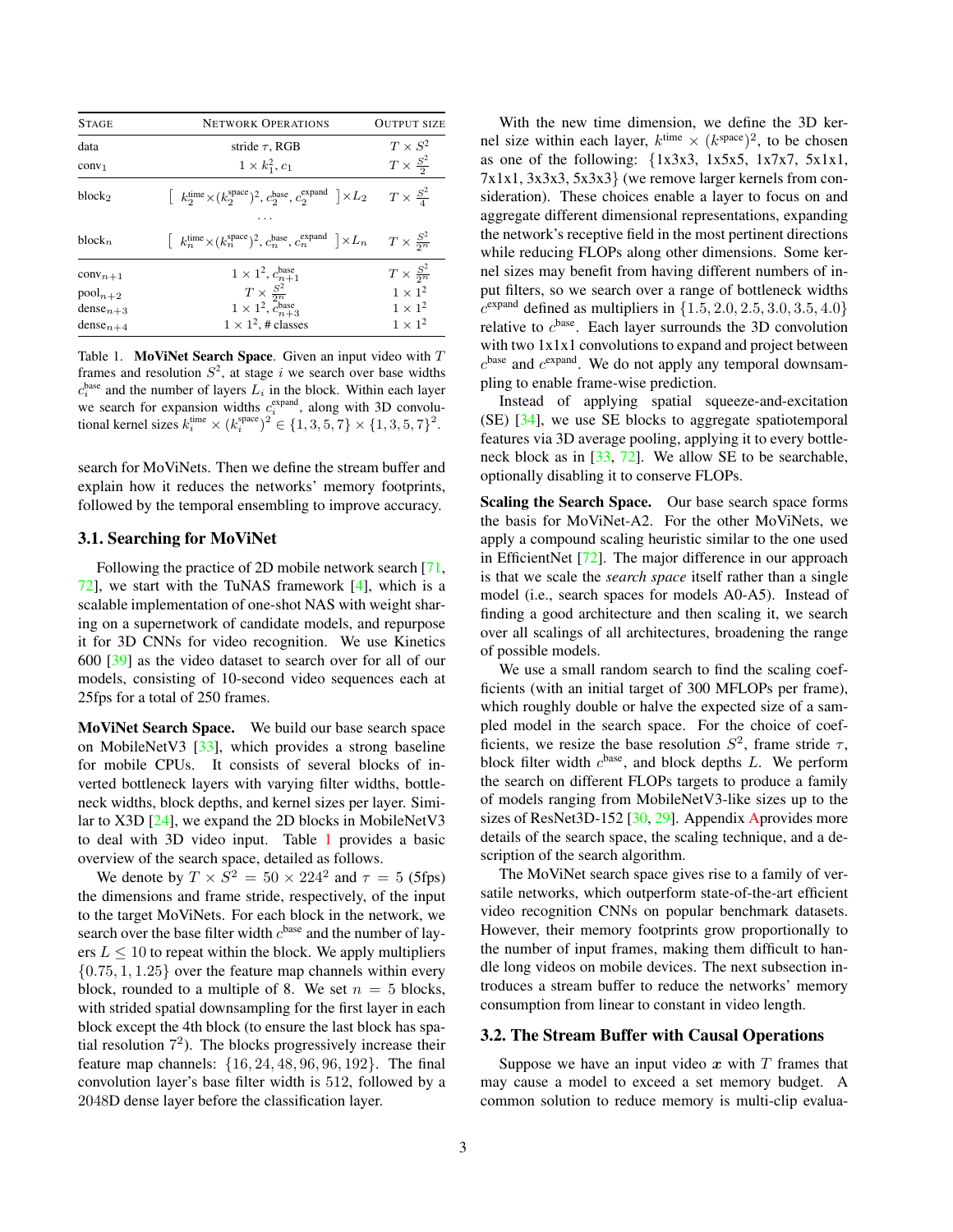| Stage | Network Operations | Output size |
|---|---|---|
| data | stride $\tau$, RGB | $T \times S^2$ |
| conv$_1$ | $1 \times k_1^2, c_1$ | $T \times \frac{S^2}{2}$ |
| block$_2$ | $\left[\ k_2^{\text{time}} \times (k_2^{\text{space}})^2, c_2^{\text{base}}, c_2^{\text{expand}}\ \right] \times L_2$ | $T \times \frac{S^2}{4}$ |
| | $\cdots$ | |
| block$_n$ | $\left[\ k_n^{\text{time}} \times (k_n^{\text{space}})^2, c_n^{\text{base}}, c_n^{\text{expand}}\ \right] \times L_n$ | $T \times \frac{S^2}{2^n}$ |
| conv$_{n+1}$ | $1 \times 1^2, c_{n+1}^{\text{base}}$ | $T \times \frac{S^2}{2^n}$ |
| pool$_{n+2}$ | $T \times \frac{S^2}{2^n}$ | $1 \times 1^2$ |
| dense$_{n+3}$ | $1 \times 1^2, c_{n+3}^{\text{base}}$ | $1 \times 1^2$ |
| dense$_{n+4}$ | $1 \times 1^2$, # classes | $1 \times 1^2$ |

Table 1. **MoViNet Search Space**. Given an input video with $T$ frames and resolution $S^2$, at stage $i$ we search over base widths $c_i^{\text{base}}$ and the number of layers $L_i$ in the block. Within each layer we search for expansion widths $c_i^{\text{expand}}$, along with 3D convolutional kernel sizes $k_i^{\text{time}} \times (k_i^{\text{space}})^2 \in \{1, 3, 5, 7\} \times \{1, 3, 5, 7\}^2$.

search for MoViNets. Then we define the stream buffer and explain how it reduces the networks' memory footprints, followed by the temporal ensembling to improve accuracy.

### 3.1. Searching for MoViNet

Following the practice of 2D mobile network search [71, 72], we start with the TuNAS framework [4], which is a scalable implementation of one-shot NAS with weight sharing on a supernetwork of candidate models, and repurpose it for 3D CNNs for video recognition. We use Kinetics 600 [39] as the video dataset to search over for all of our models, consisting of 10-second video sequences each at 25fps for a total of 250 frames.

**MoViNet Search Space.** We build our base search space on MobileNetV3 [33], which provides a strong baseline for mobile CPUs. It consists of several blocks of inverted bottleneck layers with varying filter widths, bottleneck widths, block depths, and kernel sizes per layer. Similar to X3D [24], we expand the 2D blocks in MobileNetV3 to deal with 3D video input. Table 1 provides a basic overview of the search space, detailed as follows.

We denote by $T \times S^2 = 50 \times 224^2$ and $\tau = 5$ (5fps) the dimensions and frame stride, respectively, of the input to the target MoViNets. For each block in the network, we search over the base filter width $c^{\text{base}}$ and the number of layers $L \leq 10$ to repeat within the block. We apply multipliers $\{0.75, 1, 1.25\}$ over the feature map channels within every block, rounded to a multiple of 8. We set $n = 5$ blocks, with strided spatial downsampling for the first layer in each block except the 4th block (to ensure the last block has spatial resolution $7^2$). The blocks progressively increase their feature map channels: $\{16, 24, 48, 96, 96, 192\}$. The final convolution layer's base filter width is 512, followed by a 2048D dense layer before the classification layer.

With the new time dimension, we define the 3D kernel size within each layer, $k^{\text{time}} \times (k^{\text{space}})^2$, to be chosen as one of the following: {1x3x3, 1x5x5, 1x7x7, 5x1x1, 7x1x1, 3x3x3, 5x3x3} (we remove larger kernels from consideration). These choices enable a layer to focus on and aggregate different dimensional representations, expanding the network's receptive field in the most pertinent directions while reducing FLOPs along other dimensions. Some kernel sizes may benefit from having different numbers of input filters, so we search over a range of bottleneck widths $c^{\text{expand}}$ defined as multipliers in $\{1.5, 2.0, 2.5, 3.0, 3.5, 4.0\}$ relative to $c^{\text{base}}$. Each layer surrounds the 3D convolution with two 1x1x1 convolutions to expand and project between $c^{\text{base}}$ and $c^{\text{expand}}$. We do not apply any temporal downsampling to enable frame-wise prediction.

Instead of applying spatial squeeze-and-excitation (SE) [34], we use SE blocks to aggregate spatiotemporal features via 3D average pooling, applying it to every bottleneck block as in [33, 72]. We allow SE to be searchable, optionally disabling it to conserve FLOPs.

**Scaling the Search Space.** Our base search space forms the basis for MoViNet-A2. For the other MoViNets, we apply a compound scaling heuristic similar to the one used in EfficientNet [72]. The major difference in our approach is that we scale the *search space* itself rather than a single model (i.e., search spaces for models A0-A5). Instead of finding a good architecture and then scaling it, we search over all scalings of all architectures, broadening the range of possible models.

We use a small random search to find the scaling coefficients (with an initial target of 300 MFLOPs per frame), which roughly double or halve the expected size of a sampled model in the search space. For the choice of coefficients, we resize the base resolution $S^2$, frame stride $\tau$, block filter width $c^{\text{base}}$, and block depths $L$. We perform the search on different FLOPs targets to produce a family of models ranging from MobileNetV3-like sizes up to the sizes of ResNet3D-152 [30, 29]. Appendix Aprovides more details of the search space, the scaling technique, and a description of the search algorithm.

The MoViNet search space gives rise to a family of versatile networks, which outperform state-of-the-art efficient video recognition CNNs on popular benchmark datasets. However, their memory footprints grow proportionally to the number of input frames, making them difficult to handle long videos on mobile devices. The next subsection introduces a stream buffer to reduce the networks' memory consumption from linear to constant in video length.

### 3.2. The Stream Buffer with Causal Operations

Suppose we have an input video $\boldsymbol{x}$ with $T$ frames that may cause a model to exceed a set memory budget. A common solution to reduce memory is multi-clip evalua-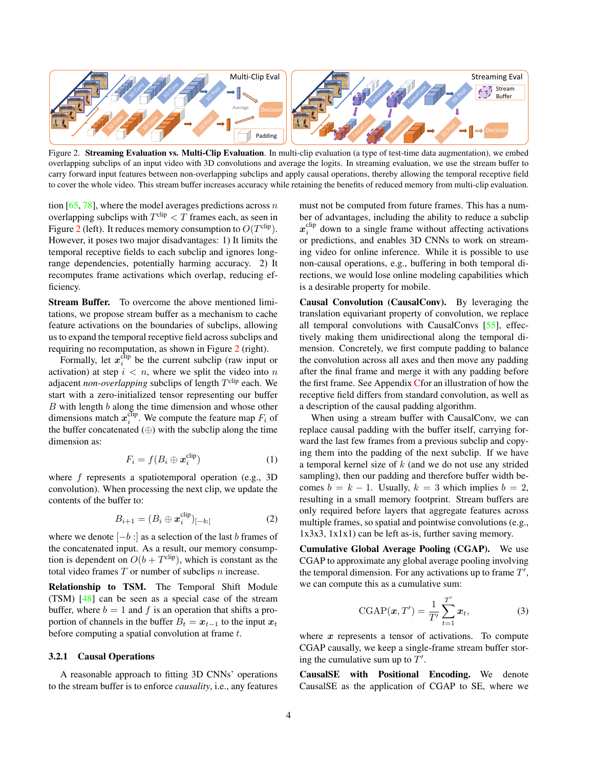Figure 2. **Streaming Evaluation vs. Multi-Clip Evaluation**. In multi-clip evaluation (a type of test-time data augmentation), we embed overlapping subclips of an input video with 3D convolutions and average the logits. In streaming evaluation, we use the stream buffer to carry forward input features between non-overlapping subclips and apply causal operations, thereby allowing the temporal receptive field to cover the whole video. This stream buffer increases accuracy while retaining the benefits of reduced memory from multi-clip evaluation.

tion [65, 78], where the model averages predictions across $n$ overlapping subclips with $T^{\text{clip}} < T$ frames each, as seen in Figure 2 (left). It reduces memory consumption to $O(T^{\text{clip}})$. However, it poses two major disadvantages: 1) It limits the temporal receptive fields to each subclip and ignores long-range dependencies, potentially harming accuracy. 2) It recomputes frame activations which overlap, reducing efficiency.

**Stream Buffer.** To overcome the above mentioned limitations, we propose stream buffer as a mechanism to cache feature activations on the boundaries of subclips, allowing us to expand the temporal receptive field across subclips and requiring no recomputation, as shown in Figure 2 (right).

Formally, let $\boldsymbol{x}_i^{\text{clip}}$ be the current subclip (raw input or activation) at step $i < n$, where we split the video into $n$ adjacent *non-overlapping* subclips of length $T^{\text{clip}}$ each. We start with a zero-initialized tensor representing our buffer $B$ with length $b$ along the time dimension and whose other dimensions match $\boldsymbol{x}_i^{\text{clip}}$. We compute the feature map $F_i$ of the buffer concatenated ($\oplus$) with the subclip along the time dimension as:

$$F_i = f(B_i \oplus \boldsymbol{x}_i^{\text{clip}}) \tag{1}$$

where $f$ represents a spatiotemporal operation (e.g., 3D convolution). When processing the next clip, we update the contents of the buffer to:

$$B_{i+1} = (B_i \oplus \boldsymbol{x}_i^{\text{clip}})_{[-b:]} \tag{2}$$

where we denote $[-b:]$ as a selection of the last $b$ frames of the concatenated input. As a result, our memory consumption is dependent on $O(b + T^{\text{clip}})$, which is constant as the total video frames $T$ or number of subclips $n$ increase.

**Relationship to TSM.** The Temporal Shift Module (TSM) [48] can be seen as a special case of the stream buffer, where $b = 1$ and $f$ is an operation that shifts a proportion of channels in the buffer $B_t = \boldsymbol{x}_{t-1}$ to the input $\boldsymbol{x}_t$ before computing a spatial convolution at frame $t$.

#### 3.2.1 Causal Operations

A reasonable approach to fitting 3D CNNs' operations to the stream buffer is to enforce *causality*, i.e., any features must not be computed from future frames. This has a number of advantages, including the ability to reduce a subclip $\boldsymbol{x}_i^{\text{clip}}$ down to a single frame without affecting activations or predictions, and enables 3D CNNs to work on streaming video for online inference. While it is possible to use non-causal operations, e.g., buffering in both temporal directions, we would lose online modeling capabilities which is a desirable property for mobile.

**Causal Convolution (CausalConv).** By leveraging the translation equivariant property of convolution, we replace all temporal convolutions with CausalConvs [55], effectively making them unidirectional along the temporal dimension. Concretely, we first compute padding to balance the convolution across all axes and then move any padding after the final frame and merge it with any padding before the first frame. See Appendix Cfor an illustration of how the receptive field differs from standard convolution, as well as a description of the causal padding algorithm.

When using a stream buffer with CausalConv, we can replace causal padding with the buffer itself, carrying forward the last few frames from a previous subclip and copying them into the padding of the next subclip. If we have a temporal kernel size of $k$ (and we do not use any strided sampling), then our padding and therefore buffer width becomes $b = k - 1$. Usually, $k = 3$ which implies $b = 2$, resulting in a small memory footprint. Stream buffers are only required before layers that aggregate features across multiple frames, so spatial and pointwise convolutions (e.g., 1x3x3, 1x1x1) can be left as-is, further saving memory.

**Cumulative Global Average Pooling (CGAP).** We use CGAP to approximate any global average pooling involving the temporal dimension. For any activations up to frame $T'$, we can compute this as a cumulative sum:

$$\text{CGAP}(\boldsymbol{x}, T') = \frac{1}{T'} \sum_{t=1}^{T'} \boldsymbol{x}_t, \tag{3}$$

where $\boldsymbol{x}$ represents a tensor of activations. To compute CGAP causally, we keep a single-frame stream buffer storing the cumulative sum up to $T'$.

**CausalSE with Positional Encoding.** We denote CausalSE as the application of CGAP to SE, where we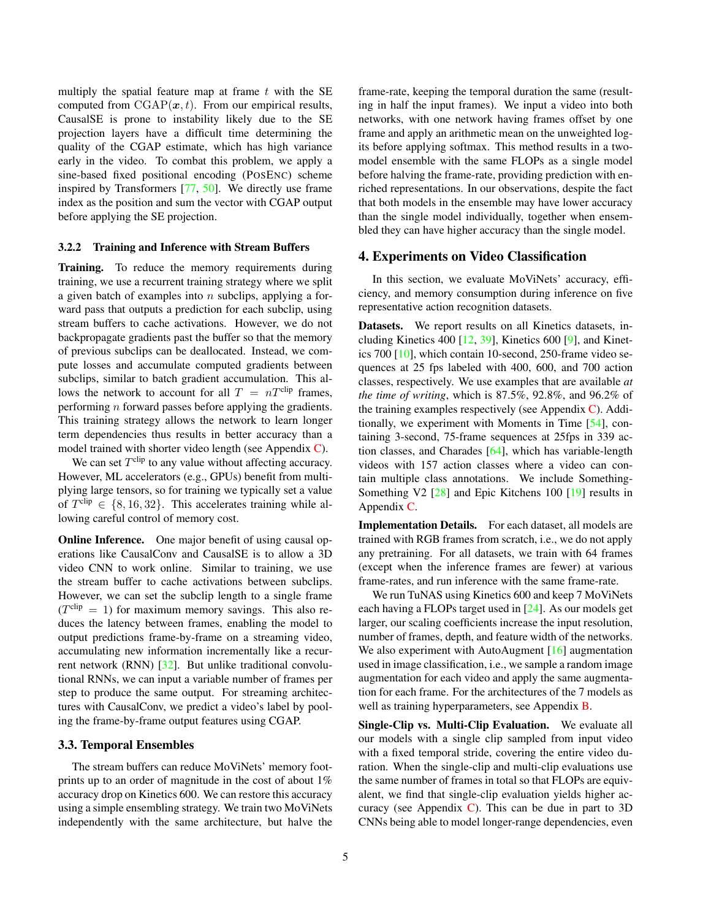multiply the spatial feature map at frame $t$ with the SE computed from $\text{CGAP}(\boldsymbol{x}, t)$. From our empirical results, CausalSE is prone to instability likely due to the SE projection layers have a difficult time determining the quality of the CGAP estimate, which has high variance early in the video. To combat this problem, we apply a sine-based fixed positional encoding (PosEnc) scheme inspired by Transformers [77, 50]. We directly use frame index as the position and sum the vector with CGAP output before applying the SE projection.

### 3.2.2 Training and Inference with Stream Buffers

**Training.** To reduce the memory requirements during training, we use a recurrent training strategy where we split a given batch of examples into $n$ subclips, applying a forward pass that outputs a prediction for each subclip, using stream buffers to cache activations. However, we do not backpropagate gradients past the buffer so that the memory of previous subclips can be deallocated. Instead, we compute losses and accumulate computed gradients between subclips, similar to batch gradient accumulation. This allows the network to account for all $T = nT^{\text{clip}}$ frames, performing $n$ forward passes before applying the gradients. This training strategy allows the network to learn longer term dependencies thus results in better accuracy than a model trained with shorter video length (see Appendix C).

We can set $T^{\text{clip}}$ to any value without affecting accuracy. However, ML accelerators (e.g., GPUs) benefit from multiplying large tensors, so for training we typically set a value of $T^{\text{clip}} \in \{8, 16, 32\}$. This accelerates training while allowing careful control of memory cost.

**Online Inference.** One major benefit of using causal operations like CausalConv and CausalSE is to allow a 3D video CNN to work online. Similar to training, we use the stream buffer to cache activations between subclips. However, we can set the subclip length to a single frame ($T^{\text{clip}} = 1$) for maximum memory savings. This also reduces the latency between frames, enabling the model to output predictions frame-by-frame on a streaming video, accumulating new information incrementally like a recurrent network (RNN) [32]. But unlike traditional convolutional RNNs, we can input a variable number of frames per step to produce the same output. For streaming architectures with CausalConv, we predict a video's label by pooling the frame-by-frame output features using CGAP.

## 3.3. Temporal Ensembles

The stream buffers can reduce MoViNets' memory footprints up to an order of magnitude in the cost of about 1% accuracy drop on Kinetics 600. We can restore this accuracy using a simple ensembling strategy. We train two MoViNets independently with the same architecture, but halve the frame-rate, keeping the temporal duration the same (resulting in half the input frames). We input a video into both networks, with one network having frames offset by one frame and apply an arithmetic mean on the unweighted logits before applying softmax. This method results in a two-model ensemble with the same FLOPs as a single model before halving the frame-rate, providing prediction with enriched representations. In our observations, despite the fact that both models in the ensemble may have lower accuracy than the single model individually, together when ensembled they can have higher accuracy than the single model.

# 4. Experiments on Video Classification

In this section, we evaluate MoViNets' accuracy, efficiency, and memory consumption during inference on five representative action recognition datasets.

**Datasets.** We report results on all Kinetics datasets, including Kinetics 400 [12, 39], Kinetics 600 [9], and Kinetics 700 [10], which contain 10-second, 250-frame video sequences at 25 fps labeled with 400, 600, and 700 action classes, respectively. We use examples that are available *at the time of writing*, which is 87.5%, 92.8%, and 96.2% of the training examples respectively (see Appendix C). Additionally, we experiment with Moments in Time [54], containing 3-second, 75-frame sequences at 25fps in 339 action classes, and Charades [64], which has variable-length videos with 157 action classes where a video can contain multiple class annotations. We include Something-Something V2 [28] and Epic Kitchens 100 [19] results in Appendix C.

**Implementation Details.** For each dataset, all models are trained with RGB frames from scratch, i.e., we do not apply any pretraining. For all datasets, we train with 64 frames (except when the inference frames are fewer) at various frame-rates, and run inference with the same frame-rate.

We run TuNAS using Kinetics 600 and keep 7 MoViNets each having a FLOPs target used in [24]. As our models get larger, our scaling coefficients increase the input resolution, number of frames, depth, and feature width of the networks. We also experiment with AutoAugment [16] augmentation used in image classification, i.e., we sample a random image augmentation for each video and apply the same augmentation for each frame. For the architectures of the 7 models as well as training hyperparameters, see Appendix B.

**Single-Clip vs. Multi-Clip Evaluation.** We evaluate all our models with a single clip sampled from input video with a fixed temporal stride, covering the entire video duration. When the single-clip and multi-clip evaluations use the same number of frames in total so that FLOPs are equivalent, we find that single-clip evaluation yields higher accuracy (see Appendix C). This can be due in part to 3D CNNs being able to model longer-range dependencies, even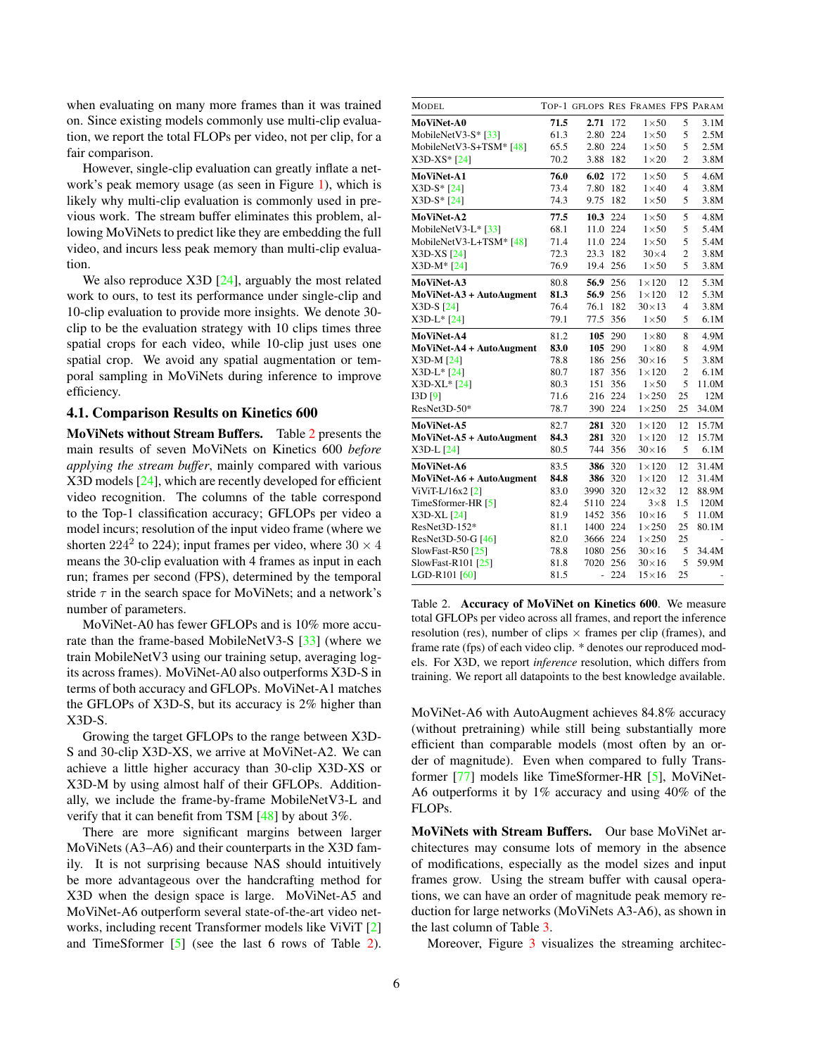when evaluating on many more frames than it was trained on. Since existing models commonly use multi-clip evaluation, we report the total FLOPs per video, not per clip, for a fair comparison.

However, single-clip evaluation can greatly inflate a network's peak memory usage (as seen in Figure 1), which is likely why multi-clip evaluation is commonly used in previous work. The stream buffer eliminates this problem, allowing MoViNets to predict like they are embedding the full video, and incurs less peak memory than multi-clip evaluation.

We also reproduce X3D [24], arguably the most related work to ours, to test its performance under single-clip and 10-clip evaluation to provide more insights. We denote 30-clip to be the evaluation strategy with 10 clips times three spatial crops for each video, while 10-clip just uses one spatial crop. We avoid any spatial augmentation or temporal sampling in MoViNets during inference to improve efficiency.

### 4.1. Comparison Results on Kinetics 600

**MoViNets without Stream Buffers.** Table 2 presents the main results of seven MoViNets on Kinetics 600 *before applying the stream buffer*, mainly compared with various X3D models [24], which are recently developed for efficient video recognition. The columns of the table correspond to the Top-1 classification accuracy; GFLOPs per video a model incurs; resolution of the input video frame (where we shorten $224^2$ to 224); input frames per video, where $30 \times 4$ means the 30-clip evaluation with 4 frames as input in each run; frames per second (FPS), determined by the temporal stride $\tau$ in the search space for MoViNets; and a network's number of parameters.

MoViNet-A0 has fewer GFLOPs and is 10% more accurate than the frame-based MobileNetV3-S [33] (where we train MobileNetV3 using our training setup, averaging logits across frames). MoViNet-A0 also outperforms X3D-S in terms of both accuracy and GFLOPs. MoViNet-A1 matches the GFLOPs of X3D-S, but its accuracy is 2% higher than X3D-S.

Growing the target GFLOPs to the range between X3D-S and 30-clip X3D-XS, we arrive at MoViNet-A2. We can achieve a little higher accuracy than 30-clip X3D-XS or X3D-M by using almost half of their GFLOPs. Additionally, we include the frame-by-frame MobileNetV3-L and verify that it can benefit from TSM [48] by about 3%.

There are more significant margins between larger MoViNets (A3–A6) and their counterparts in the X3D family. It is not surprising because NAS should intuitively be more advantageous over the handcrafting method for X3D when the design space is large. MoViNet-A5 and MoViNet-A6 outperform several state-of-the-art video networks, including recent Transformer models like ViViT [2] and TimeSformer [5] (see the last 6 rows of Table 2).

| Model | Top-1 | GFLOPs | Res | Frames | FPS | Param |
|---|---|---|---|---|---|---|
| **MoViNet-A0** | **71.5** | **2.71** | 172 | 1×50 | 5 | 3.1M |
| MobileNetV3-S* [33] | 61.3 | 2.80 | 224 | 1×50 | 5 | 2.5M |
| MobileNetV3-S+TSM* [48] | 65.5 | 2.80 | 224 | 1×50 | 5 | 2.5M |
| X3D-XS* [24] | 70.2 | 3.88 | 182 | 1×20 | 2 | 3.8M |
| **MoViNet-A1** | **76.0** | **6.02** | 172 | 1×50 | 5 | 4.6M |
| X3D-S* [24] | 73.4 | 7.80 | 182 | 1×40 | 4 | 3.8M |
| X3D-S* [24] | 74.3 | 9.75 | 182 | 1×50 | 5 | 3.8M |
| **MoViNet-A2** | **77.5** | **10.3** | 224 | 1×50 | 5 | 4.8M |
| MobileNetV3-L* [33] | 68.1 | 11.0 | 224 | 1×50 | 5 | 5.4M |
| MobileNetV3-L+TSM* [48] | 71.4 | 11.0 | 224 | 1×50 | 5 | 5.4M |
| X3D-XS [24] | 72.3 | 23.3 | 182 | 30×4 | 2 | 3.8M |
| X3D-M* [24] | 76.9 | 19.4 | 256 | 1×50 | 5 | 3.8M |
| **MoViNet-A3** | 80.8 | **56.9** | 256 | 1×120 | 12 | 5.3M |
| **MoViNet-A3 + AutoAugment** | **81.3** | **56.9** | 256 | 1×120 | 12 | 5.3M |
| X3D-S [24] | 76.4 | 76.1 | 182 | 30×13 | 4 | 3.8M |
| X3D-L* [24] | 79.1 | 77.5 | 356 | 1×50 | 5 | 6.1M |
| **MoViNet-A4** | 81.2 | **105** | 290 | 1×80 | 8 | 4.9M |
| **MoViNet-A4 + AutoAugment** | **83.0** | **105** | 290 | 1×80 | 8 | 4.9M |
| X3D-M [24] | 78.8 | 186 | 256 | 30×16 | 5 | 3.8M |
| X3D-L* [24] | 80.7 | 187 | 356 | 1×120 | 2 | 6.1M |
| X3D-XL* [24] | 80.3 | 151 | 356 | 1×50 | 5 | 11.0M |
| I3D [9] | 71.6 | 216 | 224 | 1×250 | 25 | 12M |
| ResNet3D-50* | 78.7 | 390 | 224 | 1×250 | 25 | 34.0M |
| **MoViNet-A5** | 82.7 | **281** | 320 | 1×120 | 12 | 15.7M |
| **MoViNet-A5 + AutoAugment** | **84.3** | **281** | 320 | 1×120 | 12 | 15.7M |
| X3D-L [24] | 80.5 | 744 | 356 | 30×16 | 5 | 6.1M |
| **MoViNet-A6** | 83.5 | **386** | 320 | 1×120 | 12 | 31.4M |
| **MoViNet-A6 + AutoAugment** | **84.8** | **386** | 320 | 1×120 | 12 | 31.4M |
| ViViT-L/16x2 [2] | 83.0 | 3990 | 320 | 12×32 | 12 | 88.9M |
| TimeSformer-HR [5] | 82.4 | 5110 | 224 | 3×8 | 1.5 | 120M |
| X3D-XL [24] | 81.9 | 1452 | 356 | 10×16 | 5 | 11.0M |
| ResNet3D-152* | 81.1 | 1400 | 224 | 1×250 | 25 | 80.1M |
| ResNet3D-50-G [46] | 82.0 | 3666 | 224 | 1×250 | 25 | - |
| SlowFast-R50 [25] | 78.8 | 1080 | 256 | 30×16 | 5 | 34.4M |
| SlowFast-R101 [25] | 81.8 | 7020 | 256 | 30×16 | 5 | 59.9M |
| LGD-R101 [60] | 81.5 | - | 224 | 15×16 | 25 | - |

Table 2. **Accuracy of MoViNet on Kinetics 600**. We measure total GFLOPs per video across all frames, and report the inference resolution (res), number of clips × frames per clip (frames), and frame rate (fps) of each video clip. * denotes our reproduced models. For X3D, we report *inference* resolution, which differs from training. We report all datapoints to the best knowledge available.

MoViNet-A6 with AutoAugment achieves 84.8% accuracy (without pretraining) while still being substantially more efficient than comparable models (most often by an order of magnitude). Even when compared to fully Transformer [77] models like TimeSformer-HR [5], MoViNet-A6 outperforms it by 1% accuracy and using 40% of the FLOPs.

**MoViNets with Stream Buffers.** Our base MoViNet architectures may consume lots of memory in the absence of modifications, especially as the model sizes and input frames grow. Using the stream buffer with causal operations, we can have an order of magnitude peak memory reduction for large networks (MoViNets A3-A6), as shown in the last column of Table 3.

Moreover, Figure 3 visualizes the streaming architec-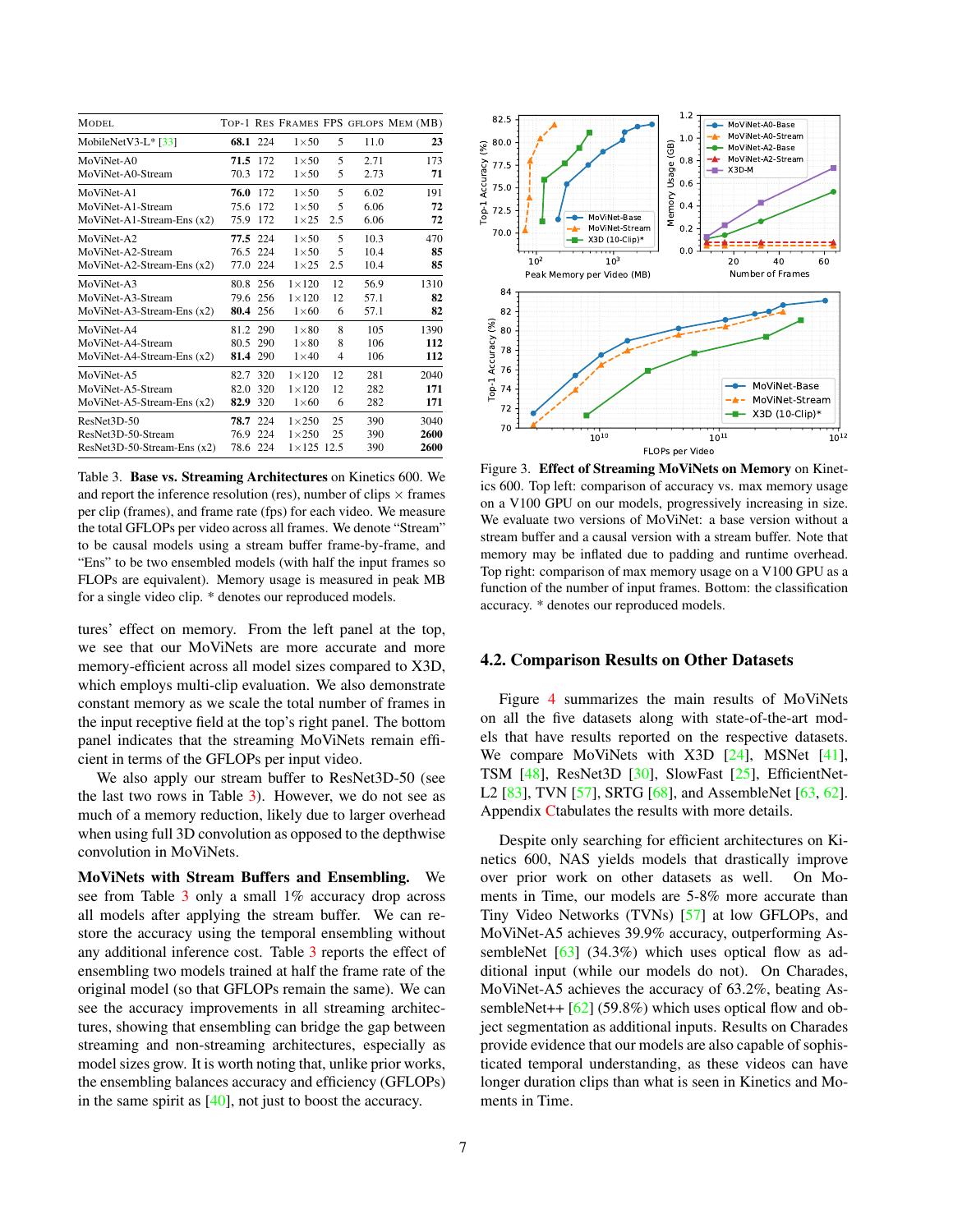| Model | Top-1 | Res | Frames | FPS | GFLOPs | Mem (MB) |
|---|---|---|---|---|---|---|
| MobileNetV3-L* [33] | **68.1** | 224 | 1×50 | 5 | 11.0 | **23** |
| MoViNet-A0 | **71.5** | 172 | 1×50 | 5 | 2.71 | 173 |
| MoViNet-A0-Stream | 70.3 | 172 | 1×50 | 5 | 2.73 | **71** |
| MoViNet-A1 | **76.0** | 172 | 1×50 | 5 | 6.02 | 191 |
| MoViNet-A1-Stream | 75.6 | 172 | 1×50 | 5 | 6.06 | **72** |
| MoViNet-A1-Stream-Ens (x2) | 75.9 | 172 | 1×25 | 2.5 | 6.06 | **72** |
| MoViNet-A2 | **77.5** | 224 | 1×50 | 5 | 10.3 | 470 |
| MoViNet-A2-Stream | 76.5 | 224 | 1×50 | 5 | 10.4 | **85** |
| MoViNet-A2-Stream-Ens (x2) | 77.0 | 224 | 1×25 | 2.5 | 10.4 | **85** |
| MoViNet-A3 | 80.8 | 256 | 1×120 | 12 | 56.9 | 1310 |
| MoViNet-A3-Stream | 79.6 | 256 | 1×120 | 12 | 57.1 | **82** |
| MoViNet-A3-Stream-Ens (x2) | **80.4** | 256 | 1×60 | 6 | 57.1 | **82** |
| MoViNet-A4 | 81.2 | 290 | 1×80 | 8 | 105 | 1390 |
| MoViNet-A4-Stream | 80.5 | 290 | 1×80 | 8 | 106 | **112** |
| MoViNet-A4-Stream-Ens (x2) | **81.4** | 290 | 1×40 | 4 | 106 | **112** |
| MoViNet-A5 | 82.7 | 320 | 1×120 | 12 | 281 | 2040 |
| MoViNet-A5-Stream | 82.0 | 320 | 1×120 | 12 | 282 | **171** |
| MoViNet-A5-Stream-Ens (x2) | **82.9** | 320 | 1×60 | 6 | 282 | **171** |
| ResNet3D-50 | **78.7** | 224 | 1×250 | 25 | 390 | 3040 |
| ResNet3D-50-Stream | 76.9 | 224 | 1×250 | 25 | 390 | **2600** |
| ResNet3D-50-Stream-Ens (x2) | 78.6 | 224 | 1×125 | 12.5 | 390 | **2600** |

Table 3. **Base vs. Streaming Architectures** on Kinetics 600. We and report the inference resolution (res), number of clips × frames per clip (frames), and frame rate (fps) for each video. We measure the total GFLOPs per video across all frames. We denote "Stream" to be causal models using a stream buffer frame-by-frame, and "Ens" to be two ensembled models (with half the input frames so FLOPs are equivalent). Memory usage is measured in peak MB for a single video clip. * denotes our reproduced models.

tures' effect on memory. From the left panel at the top, we see that our MoViNets are more accurate and more memory-efficient across all model sizes compared to X3D, which employs multi-clip evaluation. We also demonstrate constant memory as we scale the total number of frames in the input receptive field at the top's right panel. The bottom panel indicates that the streaming MoViNets remain efficient in terms of the GFLOPs per input video.

We also apply our stream buffer to ResNet3D-50 (see the last two rows in Table 3). However, we do not see as much of a memory reduction, likely due to larger overhead when using full 3D convolution as opposed to the depthwise convolution in MoViNets.

**MoViNets with Stream Buffers and Ensembling.** We see from Table 3 only a small 1% accuracy drop across all models after applying the stream buffer. We can restore the accuracy using the temporal ensembling without any additional inference cost. Table 3 reports the effect of ensembling two models trained at half the frame rate of the original model (so that GFLOPs remain the same). We can see the accuracy improvements in all streaming architectures, showing that ensembling can bridge the gap between streaming and non-streaming architectures, especially as model sizes grow. It is worth noting that, unlike prior works, the ensembling balances accuracy and efficiency (GFLOPs) in the same spirit as [40], not just to boost the accuracy.

Figure 3. **Effect of Streaming MoViNets on Memory** on Kinetics 600. Top left: comparison of accuracy vs. max memory usage on a V100 GPU on our models, progressively increasing in size. We evaluate two versions of MoViNet: a base version without a stream buffer and a causal version with a stream buffer. Note that memory may be inflated due to padding and runtime overhead. Top right: comparison of max memory usage on a V100 GPU as a function of the number of input frames. Bottom: the classification accuracy. * denotes our reproduced models.

## 4.2. Comparison Results on Other Datasets

Figure 4 summarizes the main results of MoViNets on all the five datasets along with state-of-the-art models that have results reported on the respective datasets. We compare MoViNets with X3D [24], MSNet [41], TSM [48], ResNet3D [30], SlowFast [25], EfficientNet-L2 [83], TVN [57], SRTG [68], and AssembleNet [63, 62]. Appendix C tabulates the results with more details.

Despite only searching for efficient architectures on Kinetics 600, NAS yields models that drastically improve over prior work on other datasets as well. On Moments in Time, our models are 5-8% more accurate than Tiny Video Networks (TVNs) [57] at low GFLOPs, and MoViNet-A5 achieves 39.9% accuracy, outperforming AssembleNet [63] (34.3%) which uses optical flow as additional input (while our models do not). On Charades, MoViNet-A5 achieves the accuracy of 63.2%, beating AssembleNet++ [62] (59.8%) which uses optical flow and object segmentation as additional inputs. Results on Charades provide evidence that our models are also capable of sophisticated temporal understanding, as these videos can have longer duration clips than what is seen in Kinetics and Moments in Time.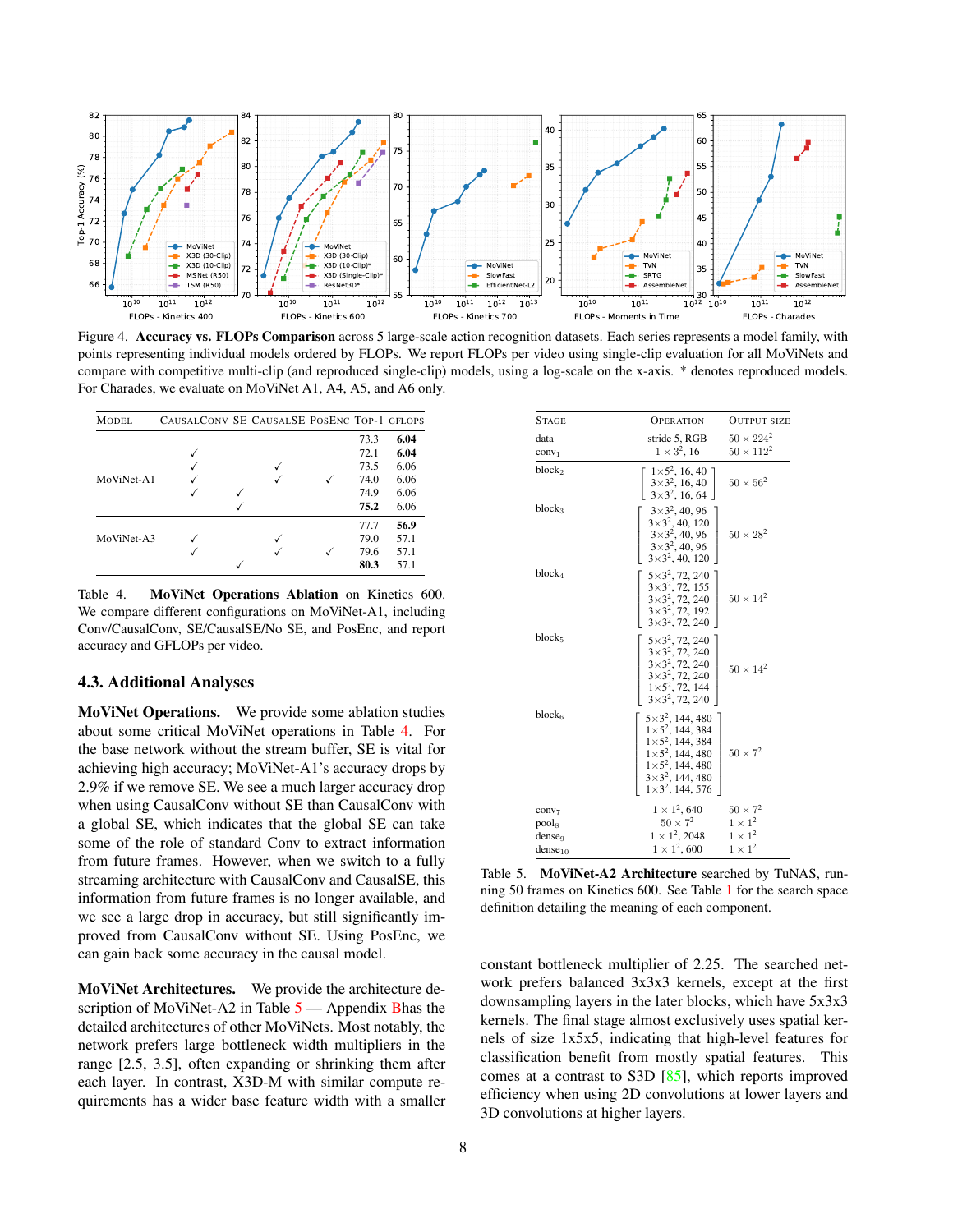Figure 4. **Accuracy vs. FLOPs Comparison** across 5 large-scale action recognition datasets. Each series represents a model family, with points representing individual models ordered by FLOPs. We report FLOPs per video using single-clip evaluation for all MoViNets and compare with competitive multi-clip (and reproduced single-clip) models, using a log-scale on the x-axis. * denotes reproduced models. For Charades, we evaluate on MoViNet A1, A4, A5, and A6 only.

| Model | CausalConv | SE | CausalSE | PosEnc | Top-1 | GFLOPs |
|---|---|---|---|---|---|---|
| MoViNet-A1 | | | | | 73.3 | **6.04** |
| | ✓ | | | | 72.1 | **6.04** |
| | ✓ | | ✓ | | 73.5 | 6.06 |
| | ✓ | | ✓ | ✓ | 74.0 | 6.06 |
| | ✓ | ✓ | | | 74.9 | 6.06 |
| | | ✓ | | | **75.2** | 6.06 |
| MoViNet-A3 | | | | | 77.7 | **56.9** |
| | ✓ | | ✓ | | 79.0 | 57.1 |
| | ✓ | | ✓ | ✓ | 79.6 | 57.1 |
| | | ✓ | | | **80.3** | 57.1 |

Table 4. **MoViNet Operations Ablation** on Kinetics 600. We compare different configurations on MoViNet-A1, including Conv/CausalConv, SE/CausalSE/No SE, and PosEnc, and report accuracy and GFLOPs per video.

## 4.3. Additional Analyses

**MoViNet Operations.** We provide some ablation studies about some critical MoViNet operations in Table 4. For the base network without the stream buffer, SE is vital for achieving high accuracy; MoViNet-A1's accuracy drops by 2.9% if we remove SE. We see a much larger accuracy drop when using CausalConv without SE than CausalConv with a global SE, which indicates that the global SE can take some of the role of standard Conv to extract information from future frames. However, when we switch to a fully streaming architecture with CausalConv and CausalSE, this information from future frames is no longer available, and we see a large drop in accuracy, but still significantly improved from CausalConv without SE. Using PosEnc, we can gain back some accuracy in the causal model.

**MoViNet Architectures.** We provide the architecture description of MoViNet-A2 in Table 5 — Appendix B has the detailed architectures of other MoViNets. Most notably, the network prefers large bottleneck width multipliers in the range [2.5, 3.5], often expanding or shrinking them after each layer. In contrast, X3D-M with similar compute requirements has a wider base feature width with a smaller constant bottleneck multiplier of 2.25. The searched network prefers balanced 3x3x3 kernels, except at the first downsampling layers in the later blocks, which have 5x3x3 kernels. The final stage almost exclusively uses spatial kernels of size 1x5x5, indicating that high-level features for classification benefit from mostly spatial features. This comes at a contrast to S3D [85], which reports improved efficiency when using 2D convolutions at lower layers and 3D convolutions at higher layers.

| Stage | Operation | Output size |
|---|---|---|
| data | stride 5, RGB | $50 \times 224^2$ |
| $\text{conv}_1$ | $1 \times 3^2$, 16 | $50 \times 112^2$ |
| $\text{block}_2$ | $1{\times}5^2$, 16, 40<br>$3{\times}3^2$, 16, 40<br>$3{\times}3^2$, 16, 64 | $50 \times 56^2$ |
| $\text{block}_3$ | $3{\times}3^2$, 40, 96<br>$3{\times}3^2$, 40, 120<br>$3{\times}3^2$, 40, 96<br>$3{\times}3^2$, 40, 96<br>$3{\times}3^2$, 40, 120 | $50 \times 28^2$ |
| $\text{block}_4$ | $5{\times}3^2$, 72, 240<br>$3{\times}3^2$, 72, 155<br>$3{\times}3^2$, 72, 240<br>$3{\times}3^2$, 72, 192<br>$3{\times}3^2$, 72, 240 | $50 \times 14^2$ |
| $\text{block}_5$ | $5{\times}3^2$, 72, 240<br>$3{\times}3^2$, 72, 240<br>$3{\times}3^2$, 72, 240<br>$3{\times}3^2$, 72, 240<br>$1{\times}5^2$, 72, 144<br>$3{\times}3^2$, 72, 240 | $50 \times 14^2$ |
| $\text{block}_6$ | $5{\times}3^2$, 144, 480<br>$1{\times}5^2$, 144, 384<br>$1{\times}5^2$, 144, 384<br>$1{\times}5^2$, 144, 480<br>$1{\times}5^2$, 144, 480<br>$3{\times}3^2$, 144, 480<br>$1{\times}3^2$, 144, 576 | $50 \times 7^2$ |
| $\text{conv}_7$ | $1 \times 1^2$, 640 | $50 \times 7^2$ |
| $\text{pool}_8$ | $50 \times 7^2$ | $1 \times 1^2$ |
| $\text{dense}_9$ | $1 \times 1^2$, 2048 | $1 \times 1^2$ |
| $\text{dense}_{10}$ | $1 \times 1^2$, 600 | $1 \times 1^2$ |

Table 5. **MoViNet-A2 Architecture** searched by TuNAS, running 50 frames on Kinetics 600. See Table 1 for the search space definition detailing the meaning of each component.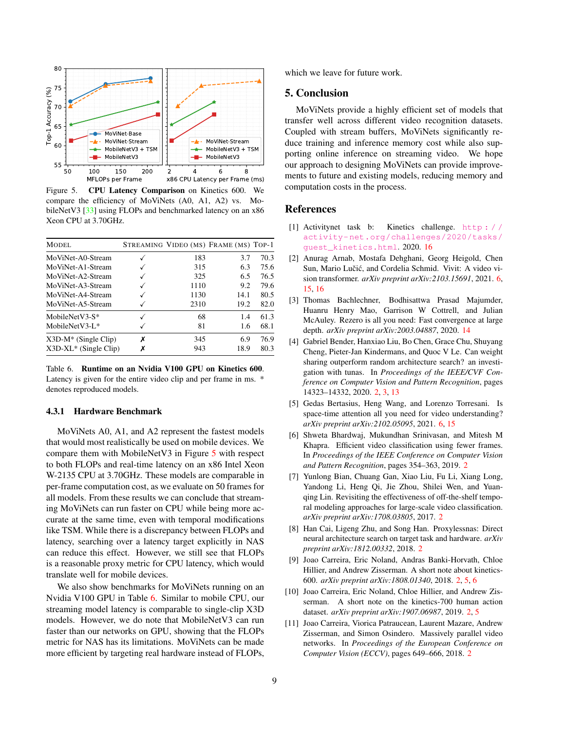Figure 5. **CPU Latency Comparison** on Kinetics 600. We compare the efficiency of MoViNets (A0, A1, A2) vs. MobileNetV3 [33] using FLOPs and benchmarked latency on an x86 Xeon CPU at 3.70GHz.

| Model | Streaming | Video (ms) | Frame (ms) | Top-1 |
|---|---|---|---|---|
| MoViNet-A0-Stream | ✓ | 183 | 3.7 | 70.3 |
| MoViNet-A1-Stream | ✓ | 315 | 6.3 | 75.6 |
| MoViNet-A2-Stream | ✓ | 325 | 6.5 | 76.5 |
| MoViNet-A3-Stream | ✓ | 1110 | 9.2 | 79.6 |
| MoViNet-A4-Stream | ✓ | 1130 | 14.1 | 80.5 |
| MoViNet-A5-Stream | ✓ | 2310 | 19.2 | 82.0 |
| MobileNetV3-S* | ✓ | 68 | 1.4 | 61.3 |
| MobileNetV3-L* | ✓ | 81 | 1.6 | 68.1 |
| X3D-M* (Single Clip) | ✗ | 345 | 6.9 | 76.9 |
| X3D-XL* (Single Clip) | ✗ | 943 | 18.9 | 80.3 |

Table 6. **Runtime on an Nvidia V100 GPU on Kinetics 600**. Latency is given for the entire video clip and per frame in ms. * denotes reproduced models.

#### 4.3.1 Hardware Benchmark

MoViNets A0, A1, and A2 represent the fastest models that would most realistically be used on mobile devices. We compare them with MobileNetV3 in Figure 5 with respect to both FLOPs and real-time latency on an x86 Intel Xeon W-2135 CPU at 3.70GHz. These models are comparable in per-frame computation cost, as we evaluate on 50 frames for all models. From these results we can conclude that streaming MoViNets can run faster on CPU while being more accurate at the same time, even with temporal modifications like TSM. While there is a discrepancy between FLOPs and latency, searching over a latency target explicitly in NAS can reduce this effect. However, we still see that FLOPs is a reasonable proxy metric for CPU latency, which would translate well for mobile devices.

We also show benchmarks for MoViNets running on an Nvidia V100 GPU in Table 6. Similar to mobile CPU, our streaming model latency is comparable to single-clip X3D models. However, we do note that MobileNetV3 can run faster than our networks on GPU, showing that the FLOPs metric for NAS has its limitations. MoViNets can be made more efficient by targeting real hardware instead of FLOPs, which we leave for future work.

## 5. Conclusion

MoViNets provide a highly efficient set of models that transfer well across different video recognition datasets. Coupled with stream buffers, MoViNets significantly reduce training and inference memory cost while also supporting online inference on streaming video. We hope our approach to designing MoViNets can provide improvements to future and existing models, reducing memory and computation costs in the process.

## References

[1] Activitynet task b: Kinetics challenge. http://activity-net.org/challenges/2020/tasks/guest_kinetics.html. 2020. 16

[2] Anurag Arnab, Mostafa Dehghani, Georg Heigold, Chen Sun, Mario Lučić, and Cordelia Schmid. Vivit: A video vision transformer. *arXiv preprint arXiv:2103.15691*, 2021. 6, 15, 16

[3] Thomas Bachlechner, Bodhisattwa Prasad Majumder, Huanru Henry Mao, Garrison W Cottrell, and Julian McAuley. Rezero is all you need: Fast convergence at large depth. *arXiv preprint arXiv:2003.04887*, 2020. 14

[4] Gabriel Bender, Hanxiao Liu, Bo Chen, Grace Chu, Shuyang Cheng, Pieter-Jan Kindermans, and Quoc V Le. Can weight sharing outperform random architecture search? an investigation with tunas. In *Proceedings of the IEEE/CVF Conference on Computer Vision and Pattern Recognition*, pages 14323–14332, 2020. 2, 3, 13

[5] Gedas Bertasius, Heng Wang, and Lorenzo Torresani. Is space-time attention all you need for video understanding? *arXiv preprint arXiv:2102.05095*, 2021. 6, 15

[6] Shweta Bhardwaj, Mukundhan Srinivasan, and Mitesh M Khapra. Efficient video classification using fewer frames. In *Proceedings of the IEEE Conference on Computer Vision and Pattern Recognition*, pages 354–363, 2019. 2

[7] Yunlong Bian, Chuang Gan, Xiao Liu, Fu Li, Xiang Long, Yandong Li, Heng Qi, Jie Zhou, Shilei Wen, and Yuanqing Lin. Revisiting the effectiveness of off-the-shelf temporal modeling approaches for large-scale video classification. *arXiv preprint arXiv:1708.03805*, 2017. 2

[8] Han Cai, Ligeng Zhu, and Song Han. Proxylessnas: Direct neural architecture search on target task and hardware. *arXiv preprint arXiv:1812.00332*, 2018. 2

[9] Joao Carreira, Eric Noland, Andras Banki-Horvath, Chloe Hillier, and Andrew Zisserman. A short note about kinetics-600. *arXiv preprint arXiv:1808.01340*, 2018. 2, 5, 6

[10] Joao Carreira, Eric Noland, Chloe Hillier, and Andrew Zisserman. A short note on the kinetics-700 human action dataset. *arXiv preprint arXiv:1907.06987*, 2019. 2, 5

[11] Joao Carreira, Viorica Patraucean, Laurent Mazare, Andrew Zisserman, and Simon Osindero. Massively parallel video networks. In *Proceedings of the European Conference on Computer Vision (ECCV)*, pages 649–666, 2018. 2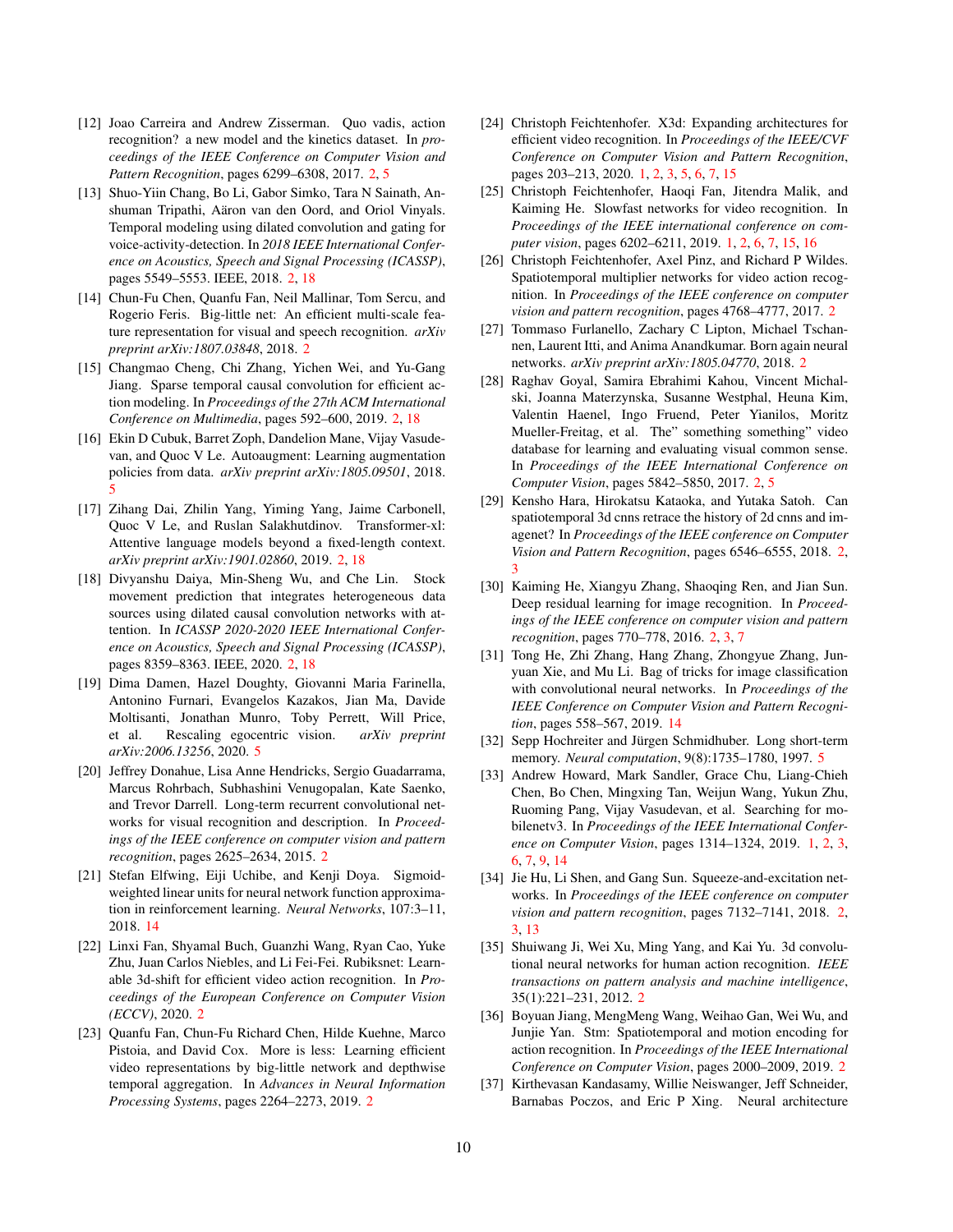[12] Joao Carreira and Andrew Zisserman. Quo vadis, action recognition? a new model and the kinetics dataset. In *proceedings of the IEEE Conference on Computer Vision and Pattern Recognition*, pages 6299–6308, 2017. 2, 5

[13] Shuo-Yiin Chang, Bo Li, Gabor Simko, Tara N Sainath, Anshuman Tripathi, Aäron van den Oord, and Oriol Vinyals. Temporal modeling using dilated convolution and gating for voice-activity-detection. In *2018 IEEE International Conference on Acoustics, Speech and Signal Processing (ICASSP)*, pages 5549–5553. IEEE, 2018. 2, 18

[14] Chun-Fu Chen, Quanfu Fan, Neil Mallinar, Tom Sercu, and Rogerio Feris. Big-little net: An efficient multi-scale feature representation for visual and speech recognition. *arXiv preprint arXiv:1807.03848*, 2018. 2

[15] Changmao Cheng, Chi Zhang, Yichen Wei, and Yu-Gang Jiang. Sparse temporal causal convolution for efficient action modeling. In *Proceedings of the 27th ACM International Conference on Multimedia*, pages 592–600, 2019. 2, 18

[16] Ekin D Cubuk, Barret Zoph, Dandelion Mane, Vijay Vasudevan, and Quoc V Le. Autoaugment: Learning augmentation policies from data. *arXiv preprint arXiv:1805.09501*, 2018. 5

[17] Zihang Dai, Zhilin Yang, Yiming Yang, Jaime Carbonell, Quoc V Le, and Ruslan Salakhutdinov. Transformer-xl: Attentive language models beyond a fixed-length context. *arXiv preprint arXiv:1901.02860*, 2019. 2, 18

[18] Divyanshu Daiya, Min-Sheng Wu, and Che Lin. Stock movement prediction that integrates heterogeneous data sources using dilated causal convolution networks with attention. In *ICASSP 2020-2020 IEEE International Conference on Acoustics, Speech and Signal Processing (ICASSP)*, pages 8359–8363. IEEE, 2020. 2, 18

[19] Dima Damen, Hazel Doughty, Giovanni Maria Farinella, Antonino Furnari, Evangelos Kazakos, Jian Ma, Davide Moltisanti, Jonathan Munro, Toby Perrett, Will Price, et al. Rescaling egocentric vision. *arXiv preprint arXiv:2006.13256*, 2020. 5

[20] Jeffrey Donahue, Lisa Anne Hendricks, Sergio Guadarrama, Marcus Rohrbach, Subhashini Venugopalan, Kate Saenko, and Trevor Darrell. Long-term recurrent convolutional networks for visual recognition and description. In *Proceedings of the IEEE conference on computer vision and pattern recognition*, pages 2625–2634, 2015. 2

[21] Stefan Elfwing, Eiji Uchibe, and Kenji Doya. Sigmoid-weighted linear units for neural network function approximation in reinforcement learning. *Neural Networks*, 107:3–11, 2018. 14

[22] Linxi Fan, Shyamal Buch, Guanzhi Wang, Ryan Cao, Yuke Zhu, Juan Carlos Niebles, and Li Fei-Fei. Rubiksnet: Learnable 3d-shift for efficient video action recognition. In *Proceedings of the European Conference on Computer Vision (ECCV)*, 2020. 2

[23] Quanfu Fan, Chun-Fu Richard Chen, Hilde Kuehne, Marco Pistoia, and David Cox. More is less: Learning efficient video representations by big-little network and depthwise temporal aggregation. In *Advances in Neural Information Processing Systems*, pages 2264–2273, 2019. 2

[24] Christoph Feichtenhofer. X3d: Expanding architectures for efficient video recognition. In *Proceedings of the IEEE/CVF Conference on Computer Vision and Pattern Recognition*, pages 203–213, 2020. 1, 2, 3, 5, 6, 7, 15

[25] Christoph Feichtenhofer, Haoqi Fan, Jitendra Malik, and Kaiming He. Slowfast networks for video recognition. In *Proceedings of the IEEE international conference on computer vision*, pages 6202–6211, 2019. 1, 2, 6, 7, 15, 16

[26] Christoph Feichtenhofer, Axel Pinz, and Richard P Wildes. Spatiotemporal multiplier networks for video action recognition. In *Proceedings of the IEEE conference on computer vision and pattern recognition*, pages 4768–4777, 2017. 2

[27] Tommaso Furlanello, Zachary C Lipton, Michael Tschannen, Laurent Itti, and Anima Anandkumar. Born again neural networks. *arXiv preprint arXiv:1805.04770*, 2018. 2

[28] Raghav Goyal, Samira Ebrahimi Kahou, Vincent Michalski, Joanna Materzynska, Susanne Westphal, Heuna Kim, Valentin Haenel, Ingo Fruend, Peter Yianilos, Moritz Mueller-Freitag, et al. The" something something" video database for learning and evaluating visual common sense. In *Proceedings of the IEEE International Conference on Computer Vision*, pages 5842–5850, 2017. 2, 5

[29] Kensho Hara, Hirokatsu Kataoka, and Yutaka Satoh. Can spatiotemporal 3d cnns retrace the history of 2d cnns and imagenet? In *Proceedings of the IEEE conference on Computer Vision and Pattern Recognition*, pages 6546–6555, 2018. 2, 3

[30] Kaiming He, Xiangyu Zhang, Shaoqing Ren, and Jian Sun. Deep residual learning for image recognition. In *Proceedings of the IEEE conference on computer vision and pattern recognition*, pages 770–778, 2016. 2, 3, 7

[31] Tong He, Zhi Zhang, Hang Zhang, Zhongyue Zhang, Junyuan Xie, and Mu Li. Bag of tricks for image classification with convolutional neural networks. In *Proceedings of the IEEE Conference on Computer Vision and Pattern Recognition*, pages 558–567, 2019. 14

[32] Sepp Hochreiter and Jürgen Schmidhuber. Long short-term memory. *Neural computation*, 9(8):1735–1780, 1997. 5

[33] Andrew Howard, Mark Sandler, Grace Chu, Liang-Chieh Chen, Bo Chen, Mingxing Tan, Weijun Wang, Yukun Zhu, Ruoming Pang, Vijay Vasudevan, et al. Searching for mobilenetv3. In *Proceedings of the IEEE International Conference on Computer Vision*, pages 1314–1324, 2019. 1, 2, 3, 6, 7, 9, 14

[34] Jie Hu, Li Shen, and Gang Sun. Squeeze-and-excitation networks. In *Proceedings of the IEEE conference on computer vision and pattern recognition*, pages 7132–7141, 2018. 2, 3, 13

[35] Shuiwang Ji, Wei Xu, Ming Yang, and Kai Yu. 3d convolutional neural networks for human action recognition. *IEEE transactions on pattern analysis and machine intelligence*, 35(1):221–231, 2012. 2

[36] Boyuan Jiang, MengMeng Wang, Weihao Gan, Wei Wu, and Junjie Yan. Stm: Spatiotemporal and motion encoding for action recognition. In *Proceedings of the IEEE International Conference on Computer Vision*, pages 2000–2009, 2019. 2

[37] Kirthevasan Kandasamy, Willie Neiswanger, Jeff Schneider, Barnabas Poczos, and Eric P Xing. Neural architecture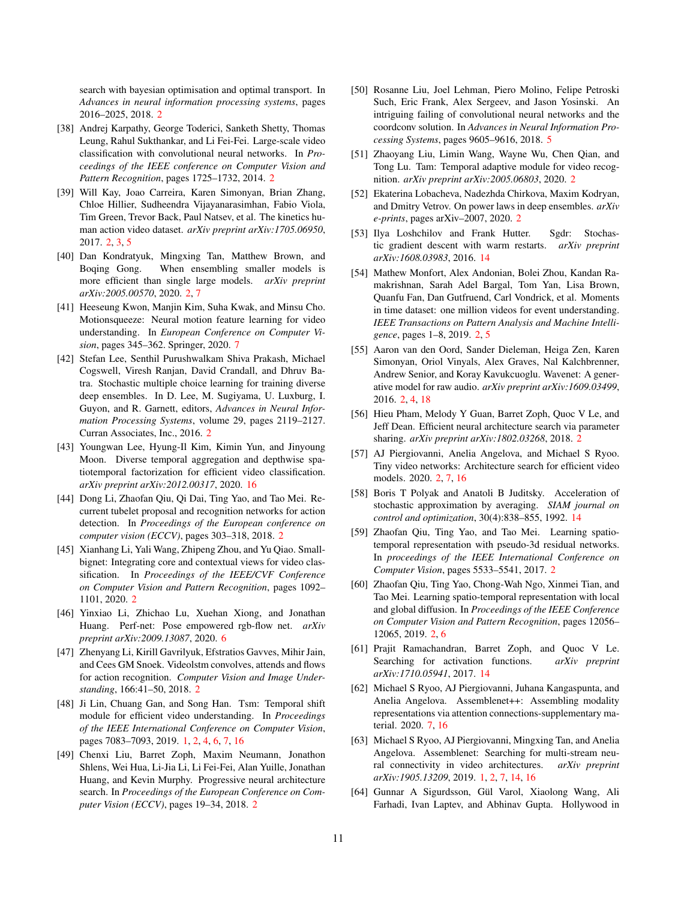search with bayesian optimisation and optimal transport. In *Advances in neural information processing systems*, pages 2016–2025, 2018. 2

[38] Andrej Karpathy, George Toderici, Sanketh Shetty, Thomas Leung, Rahul Sukthankar, and Li Fei-Fei. Large-scale video classification with convolutional neural networks. In *Proceedings of the IEEE conference on Computer Vision and Pattern Recognition*, pages 1725–1732, 2014. 2

[39] Will Kay, Joao Carreira, Karen Simonyan, Brian Zhang, Chloe Hillier, Sudheendra Vijayanarasimhan, Fabio Viola, Tim Green, Trevor Back, Paul Natsev, et al. The kinetics human action video dataset. *arXiv preprint arXiv:1705.06950*, 2017. 2, 3, 5

[40] Dan Kondratyuk, Mingxing Tan, Matthew Brown, and Boqing Gong. When ensembling smaller models is more efficient than single large models. *arXiv preprint arXiv:2005.00570*, 2020. 2, 7

[41] Heeseung Kwon, Manjin Kim, Suha Kwak, and Minsu Cho. Motionsqueeze: Neural motion feature learning for video understanding. In *European Conference on Computer Vision*, pages 345–362. Springer, 2020. 7

[42] Stefan Lee, Senthil Purushwalkam Shiva Prakash, Michael Cogswell, Viresh Ranjan, David Crandall, and Dhruv Batra. Stochastic multiple choice learning for training diverse deep ensembles. In D. Lee, M. Sugiyama, U. Luxburg, I. Guyon, and R. Garnett, editors, *Advances in Neural Information Processing Systems*, volume 29, pages 2119–2127. Curran Associates, Inc., 2016. 2

[43] Youngwan Lee, Hyung-Il Kim, Kimin Yun, and Jinyoung Moon. Diverse temporal aggregation and depthwise spatiotemporal factorization for efficient video classification. *arXiv preprint arXiv:2012.00317*, 2020. 16

[44] Dong Li, Zhaofan Qiu, Qi Dai, Ting Yao, and Tao Mei. Recurrent tubelet proposal and recognition networks for action detection. In *Proceedings of the European conference on computer vision (ECCV)*, pages 303–318, 2018. 2

[45] Xianhang Li, Yali Wang, Zhipeng Zhou, and Yu Qiao. Smallbignet: Integrating core and contextual views for video classification. In *Proceedings of the IEEE/CVF Conference on Computer Vision and Pattern Recognition*, pages 1092–1101, 2020. 2

[46] Yinxiao Li, Zhichao Lu, Xuehan Xiong, and Jonathan Huang. Perf-net: Pose empowered rgb-flow net. *arXiv preprint arXiv:2009.13087*, 2020. 6

[47] Zhenyang Li, Kirill Gavrilyuk, Efstratios Gavves, Mihir Jain, and Cees GM Snoek. Videolstm convolves, attends and flows for action recognition. *Computer Vision and Image Understanding*, 166:41–50, 2018. 2

[48] Ji Lin, Chuang Gan, and Song Han. Tsm: Temporal shift module for efficient video understanding. In *Proceedings of the IEEE International Conference on Computer Vision*, pages 7083–7093, 2019. 1, 2, 4, 6, 7, 16

[49] Chenxi Liu, Barret Zoph, Maxim Neumann, Jonathon Shlens, Wei Hua, Li-Jia Li, Li Fei-Fei, Alan Yuille, Jonathan Huang, and Kevin Murphy. Progressive neural architecture search. In *Proceedings of the European Conference on Computer Vision (ECCV)*, pages 19–34, 2018. 2

[50] Rosanne Liu, Joel Lehman, Piero Molino, Felipe Petroski Such, Eric Frank, Alex Sergeev, and Jason Yosinski. An intriguing failing of convolutional neural networks and the coordconv solution. In *Advances in Neural Information Processing Systems*, pages 9605–9616, 2018. 5

[51] Zhaoyang Liu, Limin Wang, Wayne Wu, Chen Qian, and Tong Lu. Tam: Temporal adaptive module for video recognition. *arXiv preprint arXiv:2005.06803*, 2020. 2

[52] Ekaterina Lobacheva, Nadezhda Chirkova, Maxim Kodryan, and Dmitry Vetrov. On power laws in deep ensembles. *arXiv e-prints*, pages arXiv–2007, 2020. 2

[53] Ilya Loshchilov and Frank Hutter. Sgdr: Stochastic gradient descent with warm restarts. *arXiv preprint arXiv:1608.03983*, 2016. 14

[54] Mathew Monfort, Alex Andonian, Bolei Zhou, Kandan Ramakrishnan, Sarah Adel Bargal, Tom Yan, Lisa Brown, Quanfu Fan, Dan Gutfruend, Carl Vondrick, et al. Moments in time dataset: one million videos for event understanding. *IEEE Transactions on Pattern Analysis and Machine Intelligence*, pages 1–8, 2019. 2, 5

[55] Aaron van den Oord, Sander Dieleman, Heiga Zen, Karen Simonyan, Oriol Vinyals, Alex Graves, Nal Kalchbrenner, Andrew Senior, and Koray Kavukcuoglu. Wavenet: A generative model for raw audio. *arXiv preprint arXiv:1609.03499*, 2016. 2, 4, 18

[56] Hieu Pham, Melody Y Guan, Barret Zoph, Quoc V Le, and Jeff Dean. Efficient neural architecture search via parameter sharing. *arXiv preprint arXiv:1802.03268*, 2018. 2

[57] AJ Piergiovanni, Anelia Angelova, and Michael S Ryoo. Tiny video networks: Architecture search for efficient video models. 2020. 2, 7, 16

[58] Boris T Polyak and Anatoli B Juditsky. Acceleration of stochastic approximation by averaging. *SIAM journal on control and optimization*, 30(4):838–855, 1992. 14

[59] Zhaofan Qiu, Ting Yao, and Tao Mei. Learning spatio-temporal representation with pseudo-3d residual networks. In *proceedings of the IEEE International Conference on Computer Vision*, pages 5533–5541, 2017. 2

[60] Zhaofan Qiu, Ting Yao, Chong-Wah Ngo, Xinmei Tian, and Tao Mei. Learning spatio-temporal representation with local and global diffusion. In *Proceedings of the IEEE Conference on Computer Vision and Pattern Recognition*, pages 12056–12065, 2019. 2, 6

[61] Prajit Ramachandran, Barret Zoph, and Quoc V Le. Searching for activation functions. *arXiv preprint arXiv:1710.05941*, 2017. 14

[62] Michael S Ryoo, AJ Piergiovanni, Juhana Kangaspunta, and Anelia Angelova. Assemblenet++: Assembling modality representations via attention connections-supplementary material. 2020. 7, 16

[63] Michael S Ryoo, AJ Piergiovanni, Mingxing Tan, and Anelia Angelova. Assemblenet: Searching for multi-stream neural connectivity in video architectures. *arXiv preprint arXiv:1905.13209*, 2019. 1, 2, 7, 14, 16

[64] Gunnar A Sigurdsson, Gül Varol, Xiaolong Wang, Ali Farhadi, Ivan Laptev, and Abhinav Gupta. Hollywood in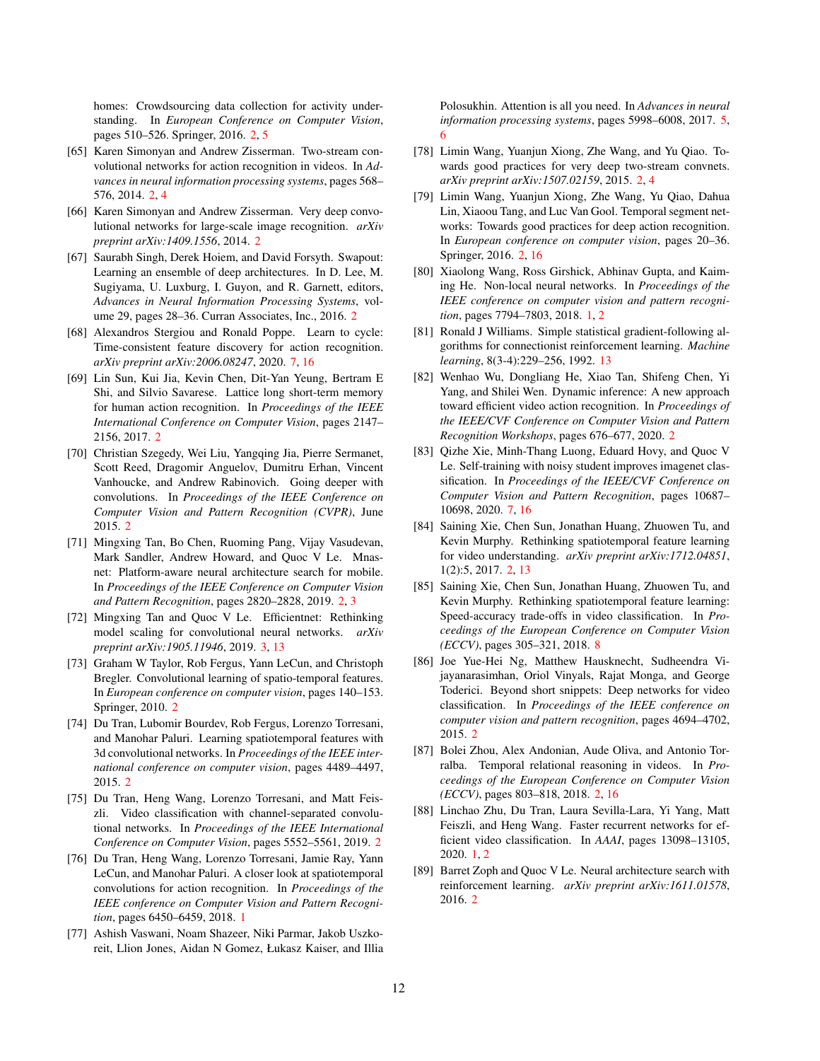homes: Crowdsourcing data collection for activity understanding. In *European Conference on Computer Vision*, pages 510–526. Springer, 2016. 2, 5

[65] Karen Simonyan and Andrew Zisserman. Two-stream convolutional networks for action recognition in videos. In *Advances in neural information processing systems*, pages 568–576, 2014. 2, 4

[66] Karen Simonyan and Andrew Zisserman. Very deep convolutional networks for large-scale image recognition. *arXiv preprint arXiv:1409.1556*, 2014. 2

[67] Saurabh Singh, Derek Hoiem, and David Forsyth. Swapout: Learning an ensemble of deep architectures. In D. Lee, M. Sugiyama, U. Luxburg, I. Guyon, and R. Garnett, editors, *Advances in Neural Information Processing Systems*, volume 29, pages 28–36. Curran Associates, Inc., 2016. 2

[68] Alexandros Stergiou and Ronald Poppe. Learn to cycle: Time-consistent feature discovery for action recognition. *arXiv preprint arXiv:2006.08247*, 2020. 7, 16

[69] Lin Sun, Kui Jia, Kevin Chen, Dit-Yan Yeung, Bertram E Shi, and Silvio Savarese. Lattice long short-term memory for human action recognition. In *Proceedings of the IEEE International Conference on Computer Vision*, pages 2147–2156, 2017. 2

[70] Christian Szegedy, Wei Liu, Yangqing Jia, Pierre Sermanet, Scott Reed, Dragomir Anguelov, Dumitru Erhan, Vincent Vanhoucke, and Andrew Rabinovich. Going deeper with convolutions. In *Proceedings of the IEEE Conference on Computer Vision and Pattern Recognition (CVPR)*, June 2015. 2

[71] Mingxing Tan, Bo Chen, Ruoming Pang, Vijay Vasudevan, Mark Sandler, Andrew Howard, and Quoc V Le. Mnasnet: Platform-aware neural architecture search for mobile. In *Proceedings of the IEEE Conference on Computer Vision and Pattern Recognition*, pages 2820–2828, 2019. 2, 3

[72] Mingxing Tan and Quoc V Le. Efficientnet: Rethinking model scaling for convolutional neural networks. *arXiv preprint arXiv:1905.11946*, 2019. 3, 13

[73] Graham W Taylor, Rob Fergus, Yann LeCun, and Christoph Bregler. Convolutional learning of spatio-temporal features. In *European conference on computer vision*, pages 140–153. Springer, 2010. 2

[74] Du Tran, Lubomir Bourdev, Rob Fergus, Lorenzo Torresani, and Manohar Paluri. Learning spatiotemporal features with 3d convolutional networks. In *Proceedings of the IEEE international conference on computer vision*, pages 4489–4497, 2015. 2

[75] Du Tran, Heng Wang, Lorenzo Torresani, and Matt Feiszli. Video classification with channel-separated convolutional networks. In *Proceedings of the IEEE International Conference on Computer Vision*, pages 5552–5561, 2019. 2

[76] Du Tran, Heng Wang, Lorenzo Torresani, Jamie Ray, Yann LeCun, and Manohar Paluri. A closer look at spatiotemporal convolutions for action recognition. In *Proceedings of the IEEE conference on Computer Vision and Pattern Recognition*, pages 6450–6459, 2018. 1

[77] Ashish Vaswani, Noam Shazeer, Niki Parmar, Jakob Uszkoreit, Llion Jones, Aidan N Gomez, Łukasz Kaiser, and Illia Polosukhin. Attention is all you need. In *Advances in neural information processing systems*, pages 5998–6008, 2017. 5, 6

[78] Limin Wang, Yuanjun Xiong, Zhe Wang, and Yu Qiao. Towards good practices for very deep two-stream convnets. *arXiv preprint arXiv:1507.02159*, 2015. 2, 4

[79] Limin Wang, Yuanjun Xiong, Zhe Wang, Yu Qiao, Dahua Lin, Xiaoou Tang, and Luc Van Gool. Temporal segment networks: Towards good practices for deep action recognition. In *European conference on computer vision*, pages 20–36. Springer, 2016. 2, 16

[80] Xiaolong Wang, Ross Girshick, Abhinav Gupta, and Kaiming He. Non-local neural networks. In *Proceedings of the IEEE conference on computer vision and pattern recognition*, pages 7794–7803, 2018. 1, 2

[81] Ronald J Williams. Simple statistical gradient-following algorithms for connectionist reinforcement learning. *Machine learning*, 8(3-4):229–256, 1992. 13

[82] Wenhao Wu, Dongliang He, Xiao Tan, Shifeng Chen, Yi Yang, and Shilei Wen. Dynamic inference: A new approach toward efficient video action recognition. In *Proceedings of the IEEE/CVF Conference on Computer Vision and Pattern Recognition Workshops*, pages 676–677, 2020. 2

[83] Qizhe Xie, Minh-Thang Luong, Eduard Hovy, and Quoc V Le. Self-training with noisy student improves imagenet classification. In *Proceedings of the IEEE/CVF Conference on Computer Vision and Pattern Recognition*, pages 10687–10698, 2020. 7, 16

[84] Saining Xie, Chen Sun, Jonathan Huang, Zhuowen Tu, and Kevin Murphy. Rethinking spatiotemporal feature learning for video understanding. *arXiv preprint arXiv:1712.04851*, 1(2):5, 2017. 2, 13

[85] Saining Xie, Chen Sun, Jonathan Huang, Zhuowen Tu, and Kevin Murphy. Rethinking spatiotemporal feature learning: Speed-accuracy trade-offs in video classification. In *Proceedings of the European Conference on Computer Vision (ECCV)*, pages 305–321, 2018. 8

[86] Joe Yue-Hei Ng, Matthew Hausknecht, Sudheendra Vijayanarasimhan, Oriol Vinyals, Rajat Monga, and George Toderici. Beyond short snippets: Deep networks for video classification. In *Proceedings of the IEEE conference on computer vision and pattern recognition*, pages 4694–4702, 2015. 2

[87] Bolei Zhou, Alex Andonian, Aude Oliva, and Antonio Torralba. Temporal relational reasoning in videos. In *Proceedings of the European Conference on Computer Vision (ECCV)*, pages 803–818, 2018. 2, 16

[88] Linchao Zhu, Du Tran, Laura Sevilla-Lara, Yi Yang, Matt Feiszli, and Heng Wang. Faster recurrent networks for efficient video classification. In *AAAI*, pages 13098–13105, 2020. 1, 2

[89] Barret Zoph and Quoc V Le. Neural architecture search with reinforcement learning. *arXiv preprint arXiv:1611.01578*, 2016. 2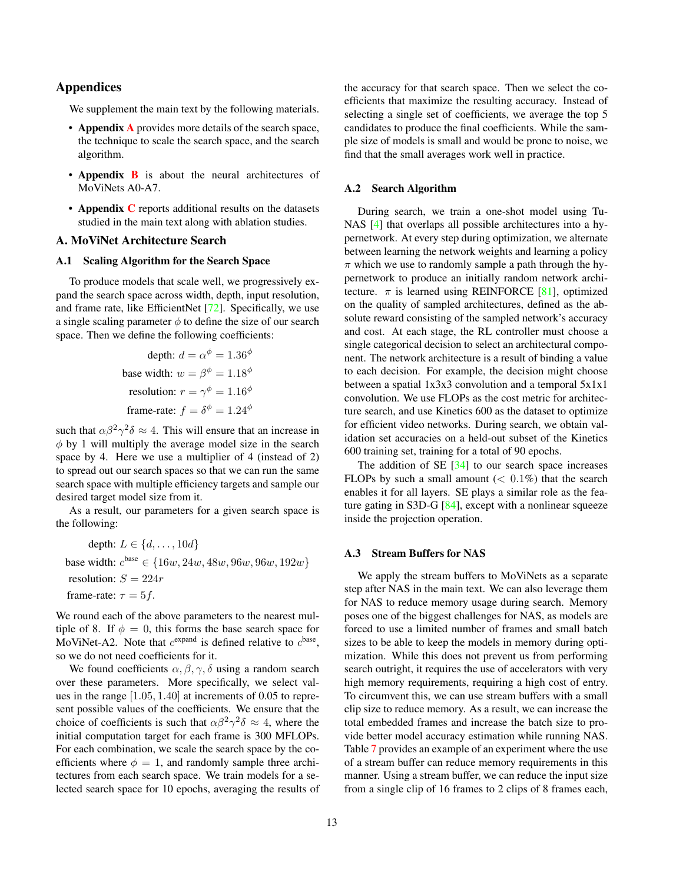# Appendices

We supplement the main text by the following materials.

- **Appendix A** provides more details of the search space, the technique to scale the search space, and the search algorithm.
- **Appendix B** is about the neural architectures of MoViNets A0-A7.
- **Appendix C** reports additional results on the datasets studied in the main text along with ablation studies.

## A. MoViNet Architecture Search

### A.1 Scaling Algorithm for the Search Space

To produce models that scale well, we progressively expand the search space across width, depth, input resolution, and frame rate, like EfficientNet [72]. Specifically, we use a single scaling parameter $\phi$ to define the size of our search space. Then we define the following coefficients:

$$\text{depth: } d = \alpha^\phi = 1.36^\phi$$
$$\text{base width: } w = \beta^\phi = 1.18^\phi$$
$$\text{resolution: } r = \gamma^\phi = 1.16^\phi$$
$$\text{frame-rate: } f = \delta^\phi = 1.24^\phi$$

such that $\alpha\beta^2\gamma^2\delta \approx 4$. This will ensure that an increase in $\phi$ by 1 will multiply the average model size in the search space by 4. Here we use a multiplier of 4 (instead of 2) to spread out our search spaces so that we can run the same search space with multiple efficiency targets and sample our desired target model size from it.

As a result, our parameters for a given search space is the following:

$$\text{depth: } L \in \{d, \ldots, 10d\}$$
$$\text{base width: } c^{\text{base}} \in \{16w, 24w, 48w, 96w, 96w, 192w\}$$
$$\text{resolution: } S = 224r$$
$$\text{frame-rate: } \tau = 5f.$$

We round each of the above parameters to the nearest multiple of 8. If $\phi = 0$, this forms the base search space for MoViNet-A2. Note that $c^{\text{expand}}$ is defined relative to $c^{\text{base}}$, so we do not need coefficients for it.

We found coefficients $\alpha, \beta, \gamma, \delta$ using a random search over these parameters. More specifically, we select values in the range $[1.05, 1.40]$ at increments of 0.05 to represent possible values of the coefficients. We ensure that the choice of coefficients is such that $\alpha\beta^2\gamma^2\delta \approx 4$, where the initial computation target for each frame is 300 MFLOPs. For each combination, we scale the search space by the coefficients where $\phi = 1$, and randomly sample three architectures from each search space. We train models for a selected search space for 10 epochs, averaging the results of the accuracy for that search space. Then we select the coefficients that maximize the resulting accuracy. Instead of selecting a single set of coefficients, we average the top 5 candidates to produce the final coefficients. While the sample size of models is small and would be prone to noise, we find that the small averages work well in practice.

### A.2 Search Algorithm

During search, we train a one-shot model using TuNAS [4] that overlaps all possible architectures into a hypernetwork. At every step during optimization, we alternate between learning the network weights and learning a policy $\pi$ which we use to randomly sample a path through the hypernetwork to produce an initially random network architecture. $\pi$ is learned using REINFORCE [81], optimized on the quality of sampled architectures, defined as the absolute reward consisting of the sampled network's accuracy and cost. At each stage, the RL controller must choose a single categorical decision to select an architectural component. The network architecture is a result of binding a value to each decision. For example, the decision might choose between a spatial 1x3x3 convolution and a temporal 5x1x1 convolution. We use FLOPs as the cost metric for architecture search, and use Kinetics 600 as the dataset to optimize for efficient video networks. During search, we obtain validation set accuracies on a held-out subset of the Kinetics 600 training set, training for a total of 90 epochs.

The addition of SE [34] to our search space increases FLOPs by such a small amount ($< 0.1\%$) that the search enables it for all layers. SE plays a similar role as the feature gating in S3D-G [84], except with a nonlinear squeeze inside the projection operation.

### A.3 Stream Buffers for NAS

We apply the stream buffers to MoViNets as a separate step after NAS in the main text. We can also leverage them for NAS to reduce memory usage during search. Memory poses one of the biggest challenges for NAS, as models are forced to use a limited number of frames and small batch sizes to be able to keep the models in memory during optimization. While this does not prevent us from performing search outright, it requires the use of accelerators with very high memory requirements, requiring a high cost of entry. To circumvent this, we can use stream buffers with a small clip size to reduce memory. As a result, we can increase the total embedded frames and increase the batch size to provide better model accuracy estimation while running NAS. Table 7 provides an example of an experiment where the use of a stream buffer can reduce memory requirements in this manner. Using a stream buffer, we can reduce the input size from a single clip of 16 frames to 2 clips of 8 frames each,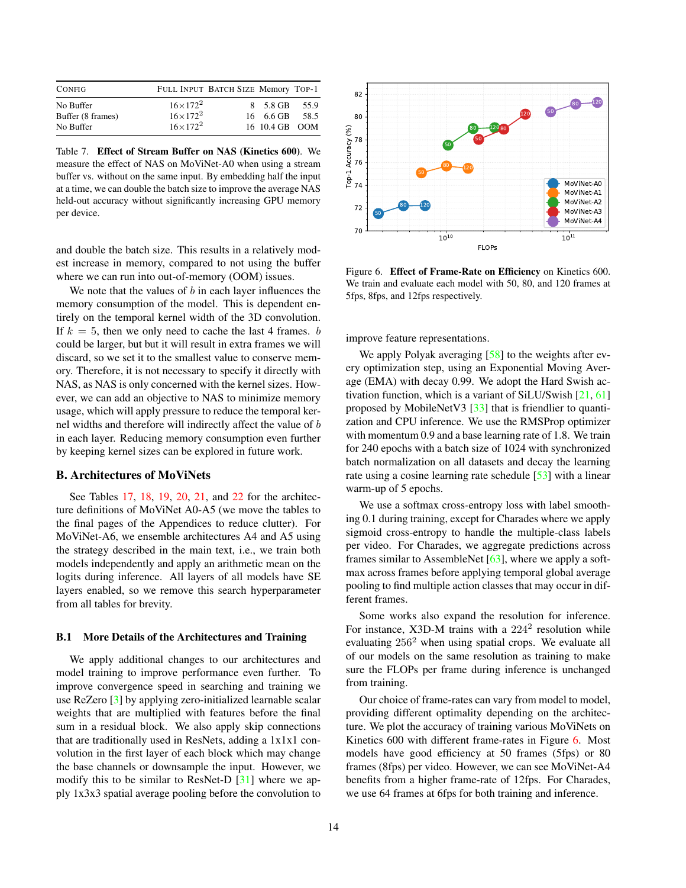| Config | Full Input | Batch Size | Memory | Top-1 |
|---|---|---|---|---|
| No Buffer | $16 \times 172^2$ | 8 | 5.8 GB | 55.9 |
| Buffer (8 frames) | $16 \times 172^2$ | 16 | 6.6 GB | 58.5 |
| No Buffer | $16 \times 172^2$ | 16 | 10.4 GB | OOM |

Table 7. **Effect of Stream Buffer on NAS (Kinetics 600).** We measure the effect of NAS on MoViNet-A0 when using a stream buffer vs. without on the same input. By embedding half the input at a time, we can double the batch size to improve the average NAS held-out accuracy without significantly increasing GPU memory per device.

and double the batch size. This results in a relatively modest increase in memory, compared to not using the buffer where we can run into out-of-memory (OOM) issues.

We note that the values of $b$ in each layer influences the memory consumption of the model. This is dependent entirely on the temporal kernel width of the 3D convolution. If $k = 5$, then we only need to cache the last 4 frames. $b$ could be larger, but but it will result in extra frames we will discard, so we set it to the smallest value to conserve memory. Therefore, it is not necessary to specify it directly with NAS, as NAS is only concerned with the kernel sizes. However, we can add an objective to NAS to minimize memory usage, which will apply pressure to reduce the temporal kernel widths and therefore will indirectly affect the value of $b$ in each layer. Reducing memory consumption even further by keeping kernel sizes can be explored in future work.

## B. Architectures of MoViNets

See Tables 17, 18, 19, 20, 21, and 22 for the architecture definitions of MoViNet A0-A5 (we move the tables to the final pages of the Appendices to reduce clutter). For MoViNet-A6, we ensemble architectures A4 and A5 using the strategy described in the main text, i.e., we train both models independently and apply an arithmetic mean on the logits during inference. All layers of all models have SE layers enabled, so we remove this search hyperparameter from all tables for brevity.

### B.1 More Details of the Architectures and Training

We apply additional changes to our architectures and model training to improve performance even further. To improve convergence speed in searching and training we use ReZero [3] by applying zero-initialized learnable scalar weights that are multiplied with features before the final sum in a residual block. We also apply skip connections that are traditionally used in ResNets, adding a 1x1x1 convolution in the first layer of each block which may change the base channels or downsample the input. However, we modify this to be similar to ResNet-D [31] where we apply 1x3x3 spatial average pooling before the convolution to improve feature representations.

We apply Polyak averaging [58] to the weights after every optimization step, using an Exponential Moving Average (EMA) with decay 0.99. We adopt the Hard Swish activation function, which is a variant of SiLU/Swish [21, 61] proposed by MobileNetV3 [33] that is friendlier to quantization and CPU inference. We use the RMSProp optimizer with momentum 0.9 and a base learning rate of 1.8. We train for 240 epochs with a batch size of 1024 with synchronized batch normalization on all datasets and decay the learning rate using a cosine learning rate schedule [53] with a linear warm-up of 5 epochs.

We use a softmax cross-entropy loss with label smoothing 0.1 during training, except for Charades where we apply sigmoid cross-entropy to handle the multiple-class labels per video. For Charades, we aggregate predictions across frames similar to AssembleNet [63], where we apply a softmax across frames before applying temporal global average pooling to find multiple action classes that may occur in different frames.

Some works also expand the resolution for inference. For instance, X3D-M trains with a $224^2$ resolution while evaluating $256^2$ when using spatial crops. We evaluate all of our models on the same resolution as training to make sure the FLOPs per frame during inference is unchanged from training.

Our choice of frame-rates can vary from model to model, providing different optimality depending on the architecture. We plot the accuracy of training various MoViNets on Kinetics 600 with different frame-rates in Figure 6. Most models have good efficiency at 50 frames (5fps) or 80 frames (8fps) per video. However, we can see MoViNet-A4 benefits from a higher frame-rate of 12fps. For Charades, we use 64 frames at 6fps for both training and inference.

Figure 6. **Effect of Frame-Rate on Efficiency** on Kinetics 600. We train and evaluate each model with 50, 80, and 120 frames at 5fps, 8fps, and 12fps respectively.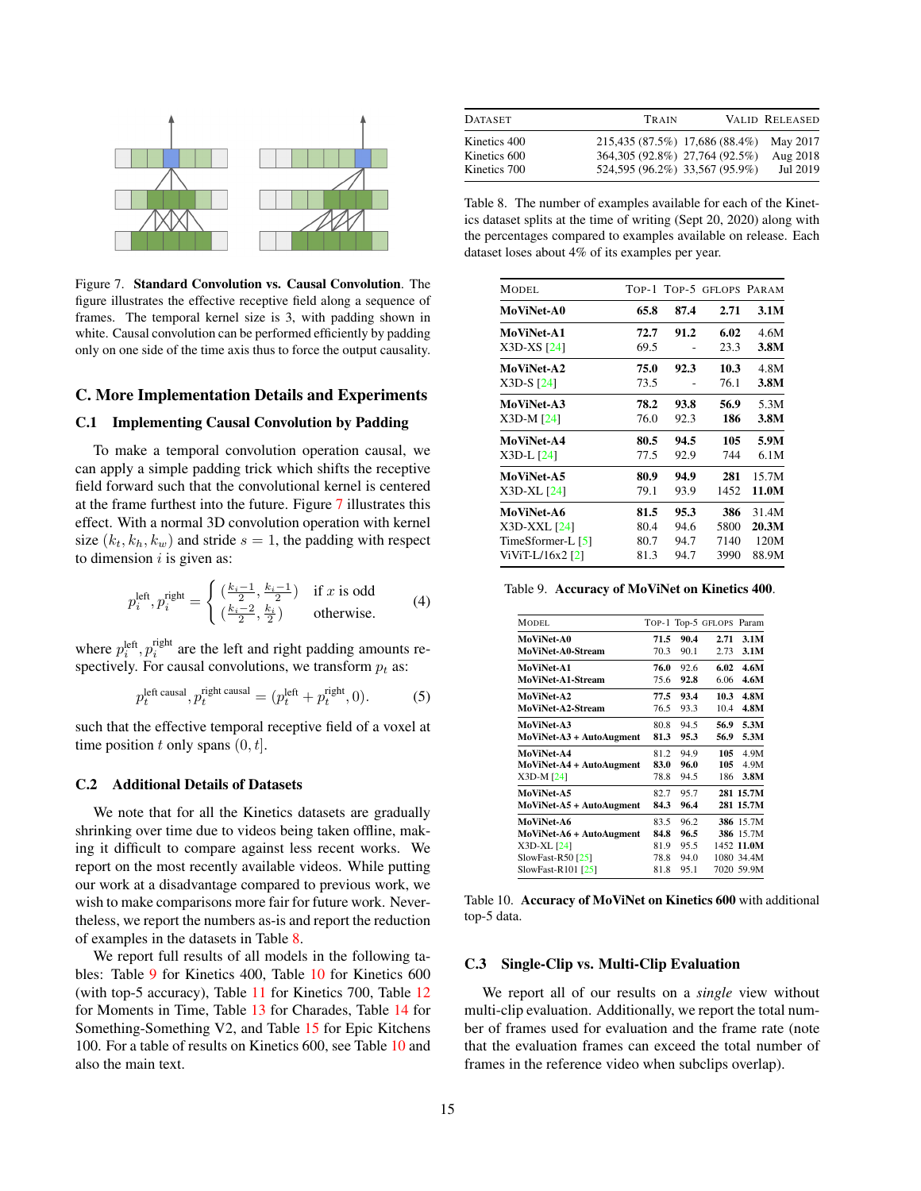Figure 7. **Standard Convolution vs. Causal Convolution**. The figure illustrates the effective receptive field along a sequence of frames. The temporal kernel size is 3, with padding shown in white. Causal convolution can be performed efficiently by padding only on one side of the time axis thus to force the output causality.

## C. More Implementation Details and Experiments

### C.1 Implementing Causal Convolution by Padding

To make a temporal convolution operation causal, we can apply a simple padding trick which shifts the receptive field forward such that the convolutional kernel is centered at the frame furthest into the future. Figure 7 illustrates this effect. With a normal 3D convolution operation with kernel size $(k_t, k_h, k_w)$ and stride $s = 1$, the padding with respect to dimension $i$ is given as:

$$p_i^{\text{left}}, p_i^{\text{right}} = \begin{cases} (\frac{k_i-1}{2}, \frac{k_i-1}{2}) & \text{if } x \text{ is odd} \\ (\frac{k_i-2}{2}, \frac{k_i}{2}) & \text{otherwise.} \end{cases} \tag{4}$$

where $p_i^{\text{left}}, p_i^{\text{right}}$ are the left and right padding amounts respectively. For causal convolutions, we transform $p_t$ as:

$$p_t^{\text{left causal}}, p_t^{\text{right causal}} = (p_t^{\text{left}} + p_t^{\text{right}}, 0). \tag{5}$$

such that the effective temporal receptive field of a voxel at time position $t$ only spans $(0, t]$.

### C.2 Additional Details of Datasets

We note that for all the Kinetics datasets are gradually shrinking over time due to videos being taken offline, making it difficult to compare against less recent works. We report on the most recently available videos. While putting our work at a disadvantage compared to previous work, we wish to make comparisons more fair for future work. Nevertheless, we report the numbers as-is and report the reduction of examples in the datasets in Table 8.

We report full results of all models in the following tables: Table 9 for Kinetics 400, Table 10 for Kinetics 600 (with top-5 accuracy), Table 11 for Kinetics 700, Table 12 for Moments in Time, Table 13 for Charades, Table 14 for Something-Something V2, and Table 15 for Epic Kitchens 100. For a table of results on Kinetics 600, see Table 10 and also the main text.

| Dataset | Train | Valid | Released |
|---|---|---|---|
| Kinetics 400 | 215,435 (87.5%) | 17,686 (88.4%) | May 2017 |
| Kinetics 600 | 364,305 (92.8%) | 27,764 (92.5%) | Aug 2018 |
| Kinetics 700 | 524,595 (96.2%) | 33,567 (95.9%) | Jul 2019 |

Table 8. The number of examples available for each of the Kinetics dataset splits at the time of writing (Sept 20, 2020) along with the percentages compared to examples available on release. Each dataset loses about 4% of its examples per year.

| Model | Top-1 | Top-5 | GFLOPs | Param |
|---|---|---|---|---|
| **MoViNet-A0** | **65.8** | **87.4** | **2.71** | **3.1M** |
| **MoViNet-A1** | **72.7** | **91.2** | **6.02** | 4.6M |
| X3D-XS [24] | 69.5 | - | 23.3 | **3.8M** |
| **MoViNet-A2** | **75.0** | **92.3** | **10.3** | 4.8M |
| X3D-S [24] | 73.5 | - | 76.1 | **3.8M** |
| **MoViNet-A3** | **78.2** | **93.8** | **56.9** | 5.3M |
| X3D-M [24] | 76.0 | 92.3 | 186 | **3.8M** |
| **MoViNet-A4** | **80.5** | **94.5** | **105** | **5.9M** |
| X3D-L [24] | 77.5 | 92.9 | 744 | 6.1M |
| **MoViNet-A5** | **80.9** | **94.9** | **281** | 15.7M |
| X3D-XL [24] | 79.1 | 93.9 | 1452 | **11.0M** |
| **MoViNet-A6** | **81.5** | **95.3** | **386** | 31.4M |
| X3D-XXL [24] | 80.4 | 94.6 | 5800 | **20.3M** |
| TimeSformer-L [5] | 80.7 | 94.7 | 7140 | 120M |
| ViViT-L/16x2 [2] | 81.3 | 94.7 | 3990 | 88.9M |

Table 9. **Accuracy of MoViNet on Kinetics 400**.

| Model | Top-1 | Top-5 | GFLOPs | Param |
|---|---|---|---|---|
| **MoViNet-A0** | **71.5** | **90.4** | **2.71** | **3.1M** |
| **MoViNet-A0-Stream** | 70.3 | 90.1 | 2.73 | **3.1M** |
| **MoViNet-A1** | **76.0** | 92.6 | **6.02** | **4.6M** |
| **MoViNet-A1-Stream** | 75.6 | **92.8** | 6.06 | **4.6M** |
| **MoViNet-A2** | **77.5** | **93.4** | **10.3** | **4.8M** |
| **MoViNet-A2-Stream** | 76.5 | 93.3 | 10.4 | **4.8M** |
| **MoViNet-A3** | 80.8 | 94.5 | **56.9** | **5.3M** |
| **MoViNet-A3 + AutoAugment** | **81.3** | **95.3** | **56.9** | **5.3M** |
| **MoViNet-A4** | 81.2 | 94.9 | **105** | 4.9M |
| **MoViNet-A4 + AutoAugment** | **83.0** | **96.0** | **105** | 4.9M |
| X3D-M [24] | 78.8 | 94.5 | 186 | **3.8M** |
| **MoViNet-A5** | 82.7 | 95.7 | **281** | **15.7M** |
| **MoViNet-A5 + AutoAugment** | **84.3** | **96.4** | **281** | **15.7M** |
| **MoViNet-A6** | 83.5 | 96.2 | **386** | 15.7M |
| **MoViNet-A6 + AutoAugment** | **84.8** | **96.5** | **386** | 15.7M |
| X3D-XL [24] | 81.9 | 95.5 | 1452 | **11.0M** |
| SlowFast-R50 [25] | 78.8 | 94.0 | 1080 | 34.4M |
| SlowFast-R101 [25] | 81.8 | 95.1 | 7020 | 59.9M |

Table 10. **Accuracy of MoViNet on Kinetics 600** with additional top-5 data.

### C.3 Single-Clip vs. Multi-Clip Evaluation

We report all of our results on a *single* view without multi-clip evaluation. Additionally, we report the total number of frames used for evaluation and the frame rate (note that the evaluation frames can exceed the total number of frames in the reference video when subclips overlap).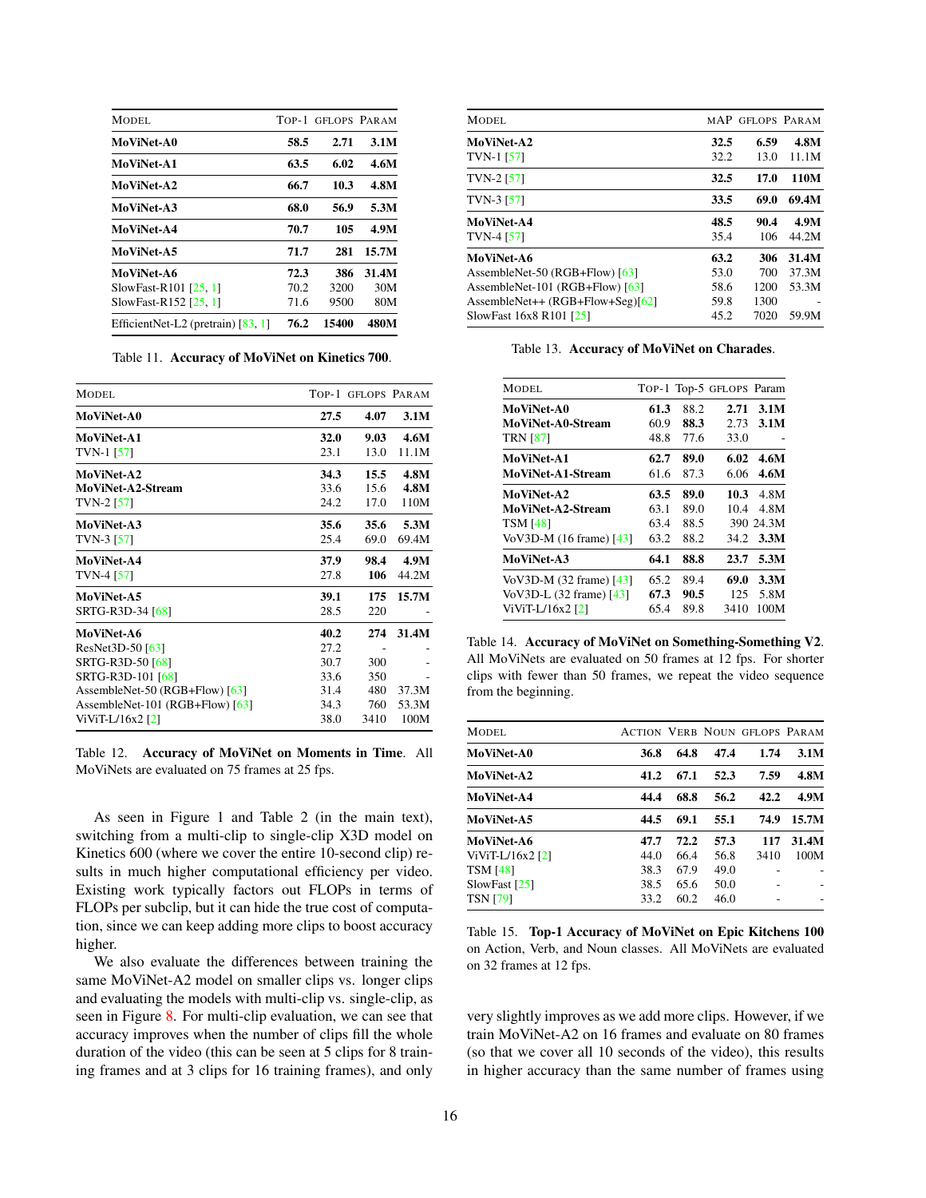| Model | Top-1 | GFLOPs | Param |
|---|---|---|---|
| **MoViNet-A0** | **58.5** | **2.71** | **3.1M** |
| **MoViNet-A1** | **63.5** | **6.02** | **4.6M** |
| **MoViNet-A2** | **66.7** | **10.3** | **4.8M** |
| **MoViNet-A3** | **68.0** | **56.9** | **5.3M** |
| **MoViNet-A4** | **70.7** | **105** | **4.9M** |
| **MoViNet-A5** | **71.7** | **281** | **15.7M** |
| **MoViNet-A6** | **72.3** | **386** | **31.4M** |
| SlowFast-R101 [25, 1] | 70.2 | 3200 | 30M |
| SlowFast-R152 [25, 1] | 71.6 | 9500 | 80M |
| EfficientNet-L2 (pretrain) [83, 1] | **76.2** | **15400** | **480M** |

Table 11. **Accuracy of MoViNet on Kinetics 700**.

| Model | Top-1 | GFLOPs | Param |
|---|---|---|---|
| **MoViNet-A0** | **27.5** | **4.07** | **3.1M** |
| **MoViNet-A1** | **32.0** | **9.03** | **4.6M** |
| TVN-1 [57] | 23.1 | 13.0 | 11.1M |
| **MoViNet-A2** | **34.3** | **15.5** | **4.8M** |
| **MoViNet-A2-Stream** | 33.6 | 15.6 | **4.8M** |
| TVN-2 [57] | 24.2 | 17.0 | 110M |
| **MoViNet-A3** | **35.6** | **35.6** | **5.3M** |
| TVN-3 [57] | 25.4 | 69.0 | 69.4M |
| **MoViNet-A4** | **37.9** | **98.4** | **4.9M** |
| TVN-4 [57] | 27.8 | **106** | 44.2M |
| **MoViNet-A5** | **39.1** | **175** | **15.7M** |
| SRTG-R3D-34 [68] | 28.5 | 220 | - |
| **MoViNet-A6** | **40.2** | **274** | **31.4M** |
| ResNet3D-50 [63] | 27.2 | - | - |
| SRTG-R3D-50 [68] | 30.7 | 300 | - |
| SRTG-R3D-101 [68] | 33.6 | 350 | - |
| AssembleNet-50 (RGB+Flow) [63] | 31.4 | 480 | 37.3M |
| AssembleNet-101 (RGB+Flow) [63] | 34.3 | 760 | 53.3M |
| ViViT-L/16x2 [2] | 38.0 | 3410 | 100M |

Table 12. **Accuracy of MoViNet on Moments in Time**. All MoViNets are evaluated on 75 frames at 25 fps.

As seen in Figure 1 and Table 2 (in the main text), switching from a multi-clip to single-clip X3D model on Kinetics 600 (where we cover the entire 10-second clip) results in much higher computational efficiency per video. Existing work typically factors out FLOPs in terms of FLOPs per subclip, but it can hide the true cost of computation, since we can keep adding more clips to boost accuracy higher.

We also evaluate the differences between training the same MoViNet-A2 model on smaller clips vs. longer clips and evaluating the models with multi-clip vs. single-clip, as seen in Figure 8. For multi-clip evaluation, we can see that accuracy improves when the number of clips fill the whole duration of the video (this can be seen at 5 clips for 8 training frames and at 3 clips for 16 training frames), and only very slightly improves as we add more clips. However, if we train MoViNet-A2 on 16 frames and evaluate on 80 frames (so that we cover all 10 seconds of the video), this results in higher accuracy than the same number of frames using

| Model | mAP | GFLOPs | Param |
|---|---|---|---|
| **MoViNet-A2** | **32.5** | **6.59** | **4.8M** |
| TVN-1 [57] | 32.2 | 13.0 | 11.1M |
| TVN-2 [57] | **32.5** | **17.0** | **110M** |
| TVN-3 [57] | **33.5** | **69.0** | **69.4M** |
| **MoViNet-A4** | **48.5** | **90.4** | **4.9M** |
| TVN-4 [57] | 35.4 | 106 | 44.2M |
| **MoViNet-A6** | **63.2** | **306** | **31.4M** |
| AssembleNet-50 (RGB+Flow) [63] | 53.0 | 700 | 37.3M |
| AssembleNet-101 (RGB+Flow) [63] | 58.6 | 1200 | 53.3M |
| AssembleNet++ (RGB+Flow+Seg)[62] | 59.8 | 1300 | - |
| SlowFast 16x8 R101 [25] | 45.2 | 7020 | 59.9M |

Table 13. **Accuracy of MoViNet on Charades**.

| Model | Top-1 | Top-5 | GFLOPs | Param |
|---|---|---|---|---|
| **MoViNet-A0** | **61.3** | 88.2 | **2.71** | **3.1M** |
| **MoViNet-A0-Stream** | 60.9 | **88.3** | 2.73 | **3.1M** |
| TRN [87] | 48.8 | 77.6 | 33.0 | - |
| **MoViNet-A1** | **62.7** | **89.0** | **6.02** | **4.6M** |
| **MoViNet-A1-Stream** | 61.6 | 87.3 | 6.06 | **4.6M** |
| **MoViNet-A2** | **63.5** | **89.0** | **10.3** | 4.8M |
| **MoViNet-A2-Stream** | 63.1 | 89.0 | 10.4 | 4.8M |
| TSM [48] | 63.4 | 88.5 | 390 | 24.3M |
| VoV3D-M (16 frame) [43] | 63.2 | 88.2 | 34.2 | **3.3M** |
| **MoViNet-A3** | **64.1** | **88.8** | **23.7** | **5.3M** |
| VoV3D-M (32 frame) [43] | 65.2 | 89.4 | **69.0** | **3.3M** |
| VoV3D-L (32 frame) [43] | **67.3** | **90.5** | 125 | 5.8M |
| ViViT-L/16x2 [2] | 65.4 | 89.8 | 3410 | 100M |

Table 14. **Accuracy of MoViNet on Something-Something V2**. All MoViNets are evaluated on 50 frames at 12 fps. For shorter clips with fewer than 50 frames, we repeat the video sequence from the beginning.

| Model | Action | Verb | Noun | GFLOPs | Param |
|---|---|---|---|---|---|
| **MoViNet-A0** | **36.8** | **64.8** | **47.4** | **1.74** | **3.1M** |
| **MoViNet-A2** | **41.2** | **67.1** | **52.3** | **7.59** | **4.8M** |
| **MoViNet-A4** | **44.4** | **68.8** | **56.2** | **42.2** | **4.9M** |
| **MoViNet-A5** | **44.5** | **69.1** | **55.1** | **74.9** | **15.7M** |
| **MoViNet-A6** | **47.7** | **72.2** | **57.3** | **117** | **31.4M** |
| ViViT-L/16x2 [2] | 44.0 | 66.4 | 56.8 | 3410 | 100M |
| TSM [48] | 38.3 | 67.9 | 49.0 | - | - |
| SlowFast [25] | 38.5 | 65.6 | 50.0 | - | - |
| TSN [79] | 33.2 | 60.2 | 46.0 | - | - |

Table 15. **Top-1 Accuracy of MoViNet on Epic Kitchens 100** on Action, Verb, and Noun classes. All MoViNets are evaluated on 32 frames at 12 fps.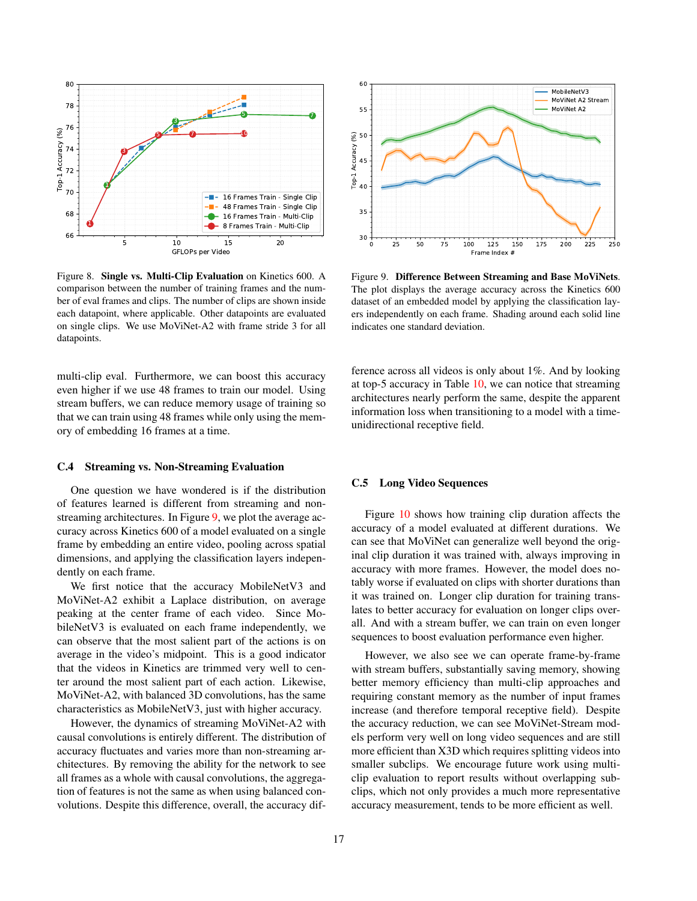Figure 8. **Single vs. Multi-Clip Evaluation** on Kinetics 600. A comparison between the number of training frames and the number of eval frames and clips. The number of clips are shown inside each datapoint, where applicable. Other datapoints are evaluated on single clips. We use MoViNet-A2 with frame stride 3 for all datapoints.

Figure 9. **Difference Between Streaming and Base MoViNets.** The plot displays the average accuracy across the Kinetics 600 dataset of an embedded model by applying the classification layers independently on each frame. Shading around each solid line indicates one standard deviation.

multi-clip eval. Furthermore, we can boost this accuracy even higher if we use 48 frames to train our model. Using stream buffers, we can reduce memory usage of training so that we can train using 48 frames while only using the memory of embedding 16 frames at a time.

### C.4 Streaming vs. Non-Streaming Evaluation

One question we have wondered is if the distribution of features learned is different from streaming and non-streaming architectures. In Figure 9, we plot the average accuracy across Kinetics 600 of a model evaluated on a single frame by embedding an entire video, pooling across spatial dimensions, and applying the classification layers independently on each frame.

We first notice that the accuracy MobileNetV3 and MoViNet-A2 exhibit a Laplace distribution, on average peaking at the center frame of each video. Since MobileNetV3 is evaluated on each frame independently, we can observe that the most salient part of the actions is on average in the video's midpoint. This is a good indicator that the videos in Kinetics are trimmed very well to center around the most salient part of each action. Likewise, MoViNet-A2, with balanced 3D convolutions, has the same characteristics as MobileNetV3, just with higher accuracy.

However, the dynamics of streaming MoViNet-A2 with causal convolutions is entirely different. The distribution of accuracy fluctuates and varies more than non-streaming architectures. By removing the ability for the network to see all frames as a whole with causal convolutions, the aggregation of features is not the same as when using balanced convolutions. Despite this difference, overall, the accuracy difference across all videos is only about 1%. And by looking at top-5 accuracy in Table 10, we can notice that streaming architectures nearly perform the same, despite the apparent information loss when transitioning to a model with a time-unidirectional receptive field.

### C.5 Long Video Sequences

Figure 10 shows how training clip duration affects the accuracy of a model evaluated at different durations. We can see that MoViNet can generalize well beyond the original clip duration it was trained with, always improving in accuracy with more frames. However, the model does notably worse if evaluated on clips with shorter durations than it was trained on. Longer clip duration for training translates to better accuracy for evaluation on longer clips overall. And with a stream buffer, we can train on even longer sequences to boost evaluation performance even higher.

However, we also see we can operate frame-by-frame with stream buffers, substantially saving memory, showing better memory efficiency than multi-clip approaches and requiring constant memory as the number of input frames increase (and therefore temporal receptive field). Despite the accuracy reduction, we can see MoViNet-Stream models perform very well on long video sequences and are still more efficient than X3D which requires splitting videos into smaller subclips. We encourage future work using multi-clip evaluation to report results without overlapping subclips, which not only provides a much more representative accuracy measurement, tends to be more efficient as well.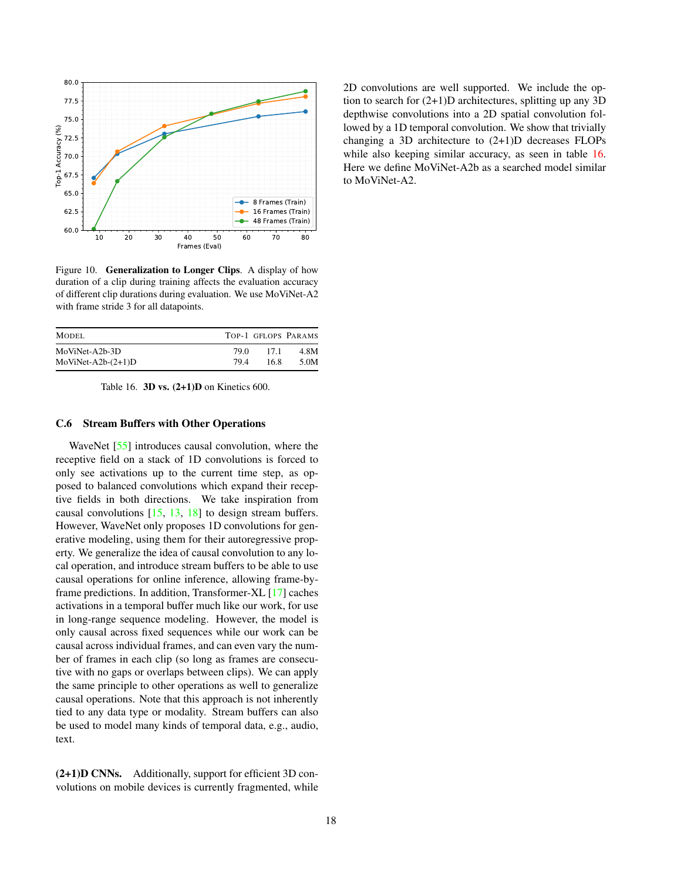Figure 10. **Generalization to Longer Clips**. A display of how duration of a clip during training affects the evaluation accuracy of different clip durations during evaluation. We use MoViNet-A2 with frame stride 3 for all datapoints.

| Model | Top-1 | GFLOPs | Params |
|---|---|---|---|
| MoViNet-A2b-3D | 79.0 | 17.1 | 4.8M |
| MoViNet-A2b-(2+1)D | 79.4 | 16.8 | 5.0M |

Table 16. **3D vs. (2+1)D** on Kinetics 600.

### C.6 Stream Buffers with Other Operations

WaveNet [55] introduces causal convolution, where the receptive field on a stack of 1D convolutions is forced to only see activations up to the current time step, as opposed to balanced convolutions which expand their receptive fields in both directions. We take inspiration from causal convolutions [15, 13, 18] to design stream buffers. However, WaveNet only proposes 1D convolutions for generative modeling, using them for their autoregressive property. We generalize the idea of causal convolution to any local operation, and introduce stream buffers to be able to use causal operations for online inference, allowing frame-by-frame predictions. In addition, Transformer-XL [17] caches activations in a temporal buffer much like our work, for use in long-range sequence modeling. However, the model is only causal across fixed sequences while our work can be causal across individual frames, and can even vary the number of frames in each clip (so long as frames are consecutive with no gaps or overlaps between clips). We can apply the same principle to other operations as well to generalize causal operations. Note that this approach is not inherently tied to any data type or modality. Stream buffers can also be used to model many kinds of temporal data, e.g., audio, text.

**(2+1)D CNNs.** Additionally, support for efficient 3D convolutions on mobile devices is currently fragmented, while 2D convolutions are well supported. We include the option to search for (2+1)D architectures, splitting up any 3D depthwise convolutions into a 2D spatial convolution followed by a 1D temporal convolution. We show that trivially changing a 3D architecture to (2+1)D decreases FLOPs while also keeping similar accuracy, as seen in table 16. Here we define MoViNet-A2b as a searched model similar to MoViNet-A2.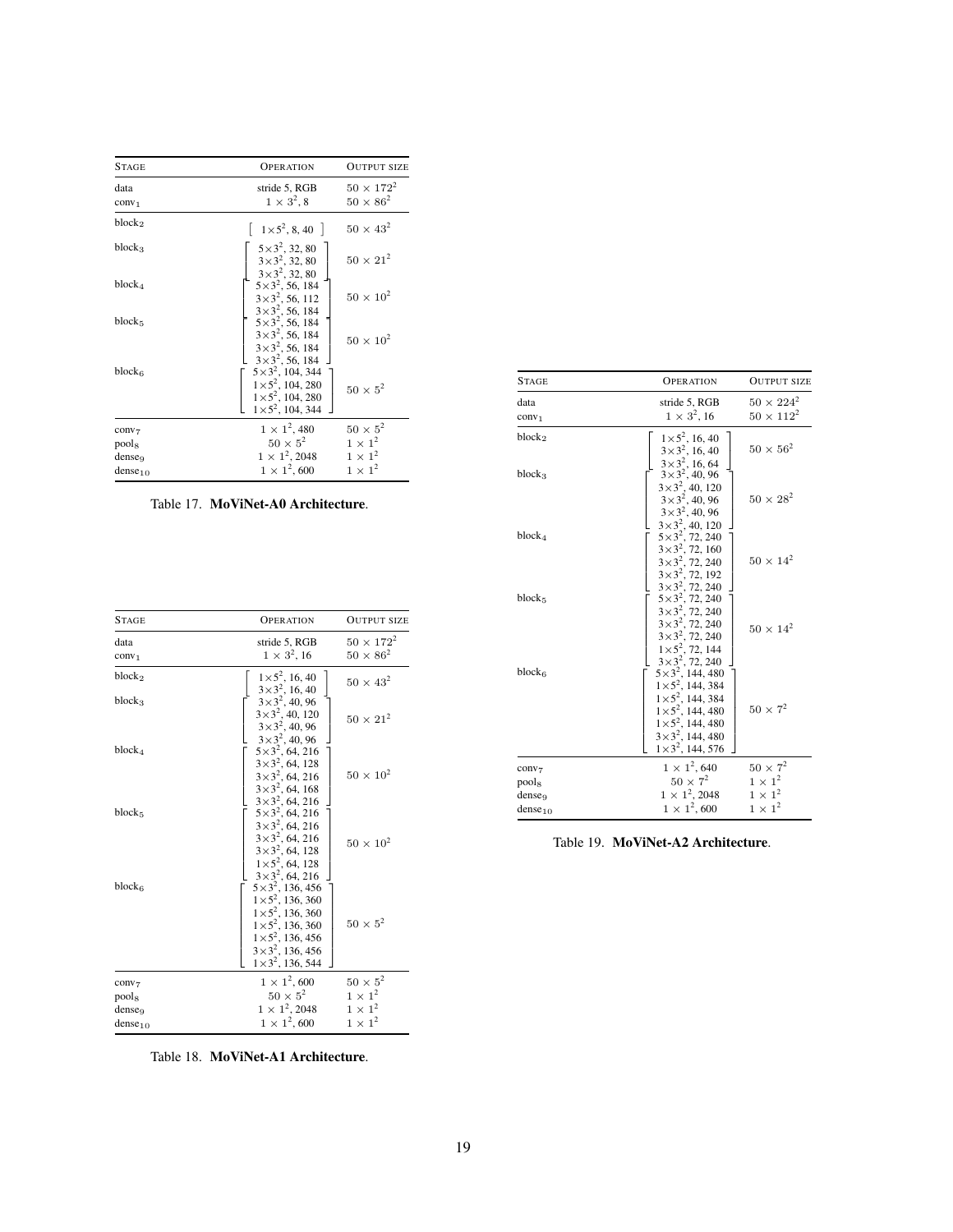| STAGE | OPERATION | OUTPUT SIZE |
|---|---|---|
| data | stride 5, RGB | $50 \times 172^2$ |
| $\text{conv}_1$ | $1 \times 3^2$, 8 | $50 \times 86^2$ |
| $\text{block}_2$ | $1{\times}5^2$, 8, 40 | $50 \times 43^2$ |
| $\text{block}_3$ | $5{\times}3^2$, 32, 80<br>$3{\times}3^2$, 32, 80<br>$3{\times}3^2$, 32, 80 | $50 \times 21^2$ |
| $\text{block}_4$ | $5{\times}3^2$, 56, 184<br>$3{\times}3^2$, 56, 112<br>$3{\times}3^2$, 56, 184 | $50 \times 10^2$ |
| $\text{block}_5$ | $5{\times}3^2$, 56, 184<br>$3{\times}3^2$, 56, 184<br>$3{\times}3^2$, 56, 184<br>$3{\times}3^2$, 56, 184 | $50 \times 10^2$ |
| $\text{block}_6$ | $5{\times}3^2$, 104, 344<br>$1{\times}5^2$, 104, 280<br>$1{\times}5^2$, 104, 280<br>$1{\times}5^2$, 104, 344 | $50 \times 5^2$ |
| $\text{conv}_7$ | $1 \times 1^2$, 480 | $50 \times 5^2$ |
| $\text{pool}_8$ | $50 \times 5^2$ | $1 \times 1^2$ |
| $\text{dense}_9$ | $1 \times 1^2$, 2048 | $1 \times 1^2$ |
| $\text{dense}_{10}$ | $1 \times 1^2$, 600 | $1 \times 1^2$ |

Table 17. **MoViNet-A0 Architecture**.

| STAGE | OPERATION | OUTPUT SIZE |
|---|---|---|
| data | stride 5, RGB | $50 \times 172^2$ |
| $\text{conv}_1$ | $1 \times 3^2$, 16 | $50 \times 86^2$ |
| $\text{block}_2$ | $1{\times}5^2$, 16, 40<br>$3{\times}3^2$, 16, 40 | $50 \times 43^2$ |
| $\text{block}_3$ | $3{\times}3^2$, 40, 96<br>$3{\times}3^2$, 40, 120<br>$3{\times}3^2$, 40, 96<br>$3{\times}3^2$, 40, 96 | $50 \times 21^2$ |
| $\text{block}_4$ | $5{\times}3^2$, 64, 216<br>$3{\times}3^2$, 64, 128<br>$3{\times}3^2$, 64, 216<br>$3{\times}3^2$, 64, 168<br>$3{\times}3^2$, 64, 216 | $50 \times 10^2$ |
| $\text{block}_5$ | $5{\times}3^2$, 64, 216<br>$3{\times}3^2$, 64, 216<br>$3{\times}3^2$, 64, 216<br>$3{\times}3^2$, 64, 128<br>$1{\times}5^2$, 64, 128<br>$3{\times}3^2$, 64, 216 | $50 \times 10^2$ |
| $\text{block}_6$ | $5{\times}3^2$, 136, 456<br>$1{\times}5^2$, 136, 360<br>$1{\times}5^2$, 136, 360<br>$1{\times}5^2$, 136, 360<br>$1{\times}5^2$, 136, 456<br>$3{\times}3^2$, 136, 456<br>$1{\times}3^2$, 136, 544 | $50 \times 5^2$ |
| $\text{conv}_7$ | $1 \times 1^2$, 600 | $50 \times 5^2$ |
| $\text{pool}_8$ | $50 \times 5^2$ | $1 \times 1^2$ |
| $\text{dense}_9$ | $1 \times 1^2$, 2048 | $1 \times 1^2$ |
| $\text{dense}_{10}$ | $1 \times 1^2$, 600 | $1 \times 1^2$ |

Table 18. **MoViNet-A1 Architecture**.

| STAGE | OPERATION | OUTPUT SIZE |
|---|---|---|
| data | stride 5, RGB | $50 \times 224^2$ |
| $\text{conv}_1$ | $1 \times 3^2$, 16 | $50 \times 112^2$ |
| $\text{block}_2$ | $1{\times}5^2$, 16, 40<br>$3{\times}3^2$, 16, 40<br>$3{\times}3^2$, 16, 64 | $50 \times 56^2$ |
| $\text{block}_3$ | $3{\times}3^2$, 40, 96<br>$3{\times}3^2$, 40, 120<br>$3{\times}3^2$, 40, 96<br>$3{\times}3^2$, 40, 96<br>$3{\times}3^2$, 40, 120 | $50 \times 28^2$ |
| $\text{block}_4$ | $5{\times}3^2$, 72, 240<br>$3{\times}3^2$, 72, 160<br>$3{\times}3^2$, 72, 240<br>$3{\times}3^2$, 72, 192<br>$3{\times}3^2$, 72, 240 | $50 \times 14^2$ |
| $\text{block}_5$ | $5{\times}3^2$, 72, 240<br>$3{\times}3^2$, 72, 240<br>$3{\times}3^2$, 72, 240<br>$3{\times}3^2$, 72, 240<br>$1{\times}5^2$, 72, 144<br>$3{\times}3^2$, 72, 240 | $50 \times 14^2$ |
| $\text{block}_6$ | $5{\times}3^2$, 144, 480<br>$1{\times}5^2$, 144, 384<br>$1{\times}5^2$, 144, 384<br>$1{\times}5^2$, 144, 480<br>$1{\times}5^2$, 144, 480<br>$3{\times}3^2$, 144, 480<br>$1{\times}3^2$, 144, 576 | $50 \times 7^2$ |
| $\text{conv}_7$ | $1 \times 1^2$, 640 | $50 \times 7^2$ |
| $\text{pool}_8$ | $50 \times 7^2$ | $1 \times 1^2$ |
| $\text{dense}_9$ | $1 \times 1^2$, 2048 | $1 \times 1^2$ |
| $\text{dense}_{10}$ | $1 \times 1^2$, 600 | $1 \times 1^2$ |

Table 19. **MoViNet-A2 Architecture**.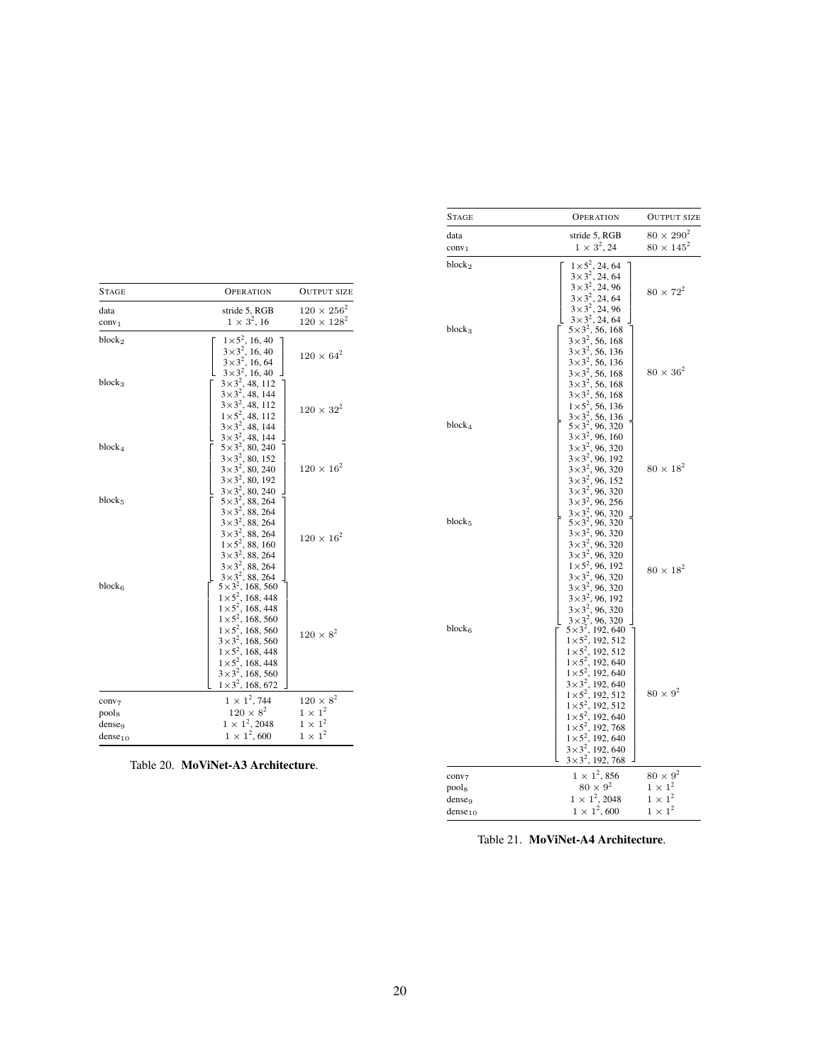| Stage | Operation | Output size |
|---|---|---|
| data | stride 5, RGB | $120 \times 256^2$ |
| conv$_1$ | $1 \times 3^2$, 16 | $120 \times 128^2$ |
| block$_2$ | $1{\times}5^2$, 16, 40<br>$3{\times}3^2$, 16, 40<br>$3{\times}3^2$, 16, 64<br>$3{\times}3^2$, 16, 40 | $120 \times 64^2$ |
| block$_3$ | $3{\times}3^2$, 48, 112<br>$3{\times}3^2$, 48, 144<br>$3{\times}3^2$, 48, 112<br>$1{\times}5^2$, 48, 112<br>$3{\times}3^2$, 48, 144<br>$3{\times}3^2$, 48, 144 | $120 \times 32^2$ |
| block$_4$ | $5{\times}3^2$, 80, 240<br>$3{\times}3^2$, 80, 152<br>$3{\times}3^2$, 80, 240<br>$3{\times}3^2$, 80, 192<br>$3{\times}3^2$, 80, 240 | $120 \times 16^2$ |
| block$_5$ | $5{\times}3^2$, 88, 264<br>$3{\times}3^2$, 88, 264<br>$3{\times}3^2$, 88, 264<br>$3{\times}3^2$, 88, 264<br>$1{\times}5^2$, 88, 160<br>$3{\times}3^2$, 88, 264<br>$3{\times}3^2$, 88, 264<br>$3{\times}3^2$, 88, 264 | $120 \times 16^2$ |
| block$_6$ | $5{\times}3^2$, 168, 560<br>$1{\times}5^2$, 168, 448<br>$1{\times}5^2$, 168, 448<br>$1{\times}5^2$, 168, 560<br>$1{\times}5^2$, 168, 560<br>$3{\times}3^2$, 168, 560<br>$1{\times}5^2$, 168, 448<br>$1{\times}5^2$, 168, 448<br>$3{\times}3^2$, 168, 560<br>$1{\times}3^2$, 168, 672 | $120 \times 8^2$ |
| conv$_7$ | $1 \times 1^2$, 744 | $120 \times 8^2$ |
| pool$_8$ | $120 \times 8^2$ | $1 \times 1^2$ |
| dense$_9$ | $1 \times 1^2$, 2048 | $1 \times 1^2$ |
| dense$_{10}$ | $1 \times 1^2$, 600 | $1 \times 1^2$ |

Table 20. **MoViNet-A3 Architecture**.

| Stage | Operation | Output size |
|---|---|---|
| data | stride 5, RGB | $80 \times 290^2$ |
| conv$_1$ | $1 \times 3^2$, 24 | $80 \times 145^2$ |
| block$_2$ | $1{\times}5^2$, 24, 64<br>$3{\times}3^2$, 24, 64<br>$3{\times}3^2$, 24, 96<br>$3{\times}3^2$, 24, 64<br>$3{\times}3^2$, 24, 96<br>$3{\times}3^2$, 24, 64 | $80 \times 72^2$ |
| block$_3$ | $5{\times}3^2$, 56, 168<br>$3{\times}3^2$, 56, 168<br>$3{\times}3^2$, 56, 136<br>$3{\times}3^2$, 56, 136<br>$3{\times}3^2$, 56, 168<br>$3{\times}3^2$, 56, 168<br>$3{\times}3^2$, 56, 168<br>$1{\times}5^2$, 56, 136<br>$3{\times}3^2$, 56, 136 | $80 \times 36^2$ |
| block$_4$ | $5{\times}3^2$, 96, 320<br>$3{\times}3^2$, 96, 160<br>$3{\times}3^2$, 96, 320<br>$3{\times}3^2$, 96, 192<br>$3{\times}3^2$, 96, 320<br>$3{\times}3^2$, 96, 152<br>$3{\times}3^2$, 96, 320<br>$3{\times}3^2$, 96, 256<br>$3{\times}3^2$, 96, 320 | $80 \times 18^2$ |
| block$_5$ | $5{\times}3^2$, 96, 320<br>$3{\times}3^2$, 96, 320<br>$3{\times}3^2$, 96, 320<br>$3{\times}3^2$, 96, 320<br>$1{\times}5^2$, 96, 192<br>$3{\times}3^2$, 96, 320<br>$3{\times}3^2$, 96, 320<br>$3{\times}3^2$, 96, 192<br>$3{\times}3^2$, 96, 320<br>$3{\times}3^2$, 96, 320 | $80 \times 18^2$ |
| block$_6$ | $5{\times}3^2$, 192, 640<br>$1{\times}5^2$, 192, 512<br>$1{\times}5^2$, 192, 512<br>$1{\times}5^2$, 192, 640<br>$1{\times}5^2$, 192, 640<br>$3{\times}3^2$, 192, 640<br>$1{\times}5^2$, 192, 512<br>$1{\times}5^2$, 192, 512<br>$1{\times}5^2$, 192, 640<br>$1{\times}5^2$, 192, 768<br>$1{\times}5^2$, 192, 640<br>$3{\times}3^2$, 192, 640<br>$3{\times}3^2$, 192, 768 | $80 \times 9^2$ |
| conv$_7$ | $1 \times 1^2$, 856 | $80 \times 9^2$ |
| pool$_8$ | $80 \times 9^2$ | $1 \times 1^2$ |
| dense$_9$ | $1 \times 1^2$, 2048 | $1 \times 1^2$ |
| dense$_{10}$ | $1 \times 1^2$, 600 | $1 \times 1^2$ |

Table 21. **MoViNet-A4 Architecture**.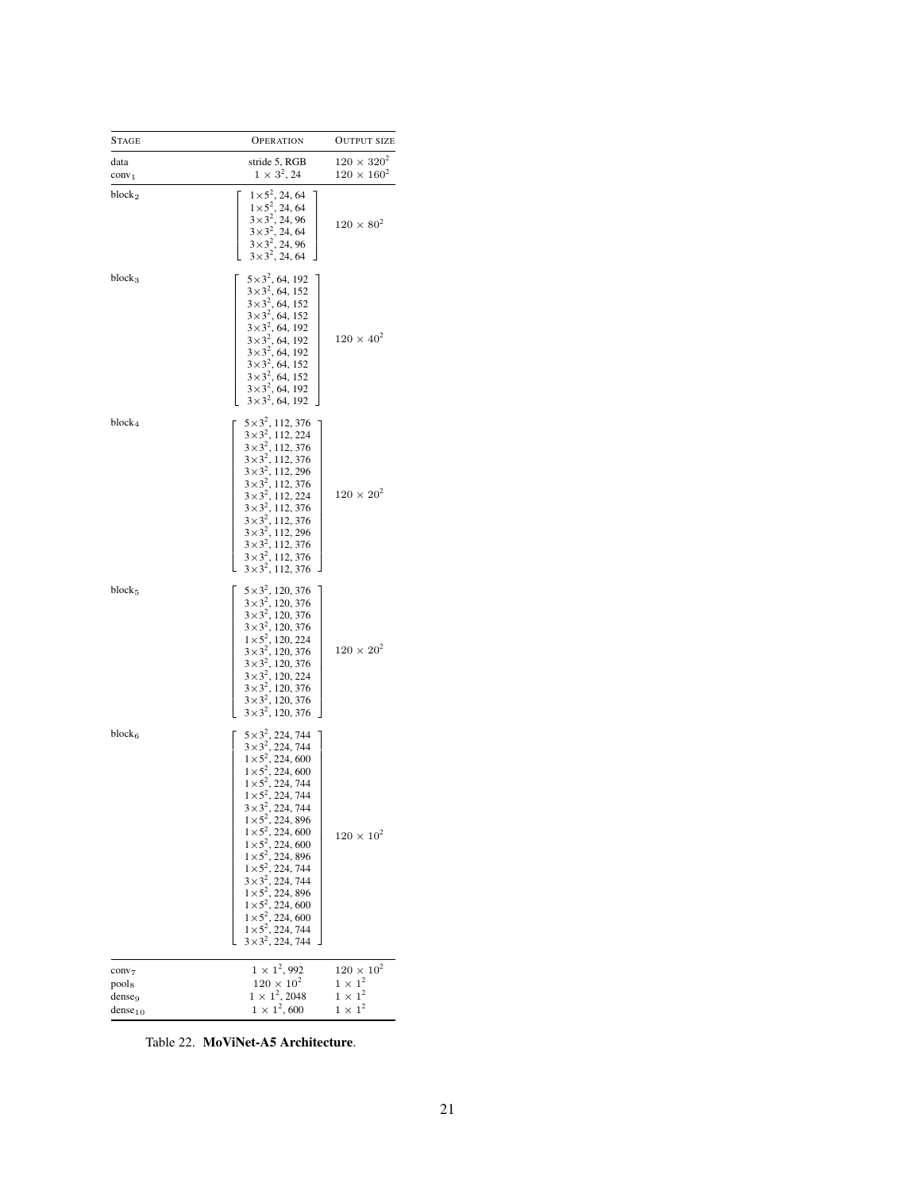| Stage | Operation | Output size |
|---|---|---|
| data | stride 5, RGB | $120 \times 320^2$ |
| $\text{conv}_1$ | $1 \times 3^2$, 24 | $120 \times 160^2$ |
| $\text{block}_2$ | $1{\times}5^2$, 24, 64<br>$1{\times}5^2$, 24, 64<br>$3{\times}3^2$, 24, 96<br>$3{\times}3^2$, 24, 64<br>$3{\times}3^2$, 24, 96<br>$3{\times}3^2$, 24, 64 | $120 \times 80^2$ |
| $\text{block}_3$ | $5{\times}3^2$, 64, 192<br>$3{\times}3^2$, 64, 152<br>$3{\times}3^2$, 64, 152<br>$3{\times}3^2$, 64, 152<br>$3{\times}3^2$, 64, 192<br>$3{\times}3^2$, 64, 192<br>$3{\times}3^2$, 64, 192<br>$3{\times}3^2$, 64, 152<br>$3{\times}3^2$, 64, 152<br>$3{\times}3^2$, 64, 192<br>$3{\times}3^2$, 64, 192 | $120 \times 40^2$ |
| $\text{block}_4$ | $5{\times}3^2$, 112, 376<br>$3{\times}3^2$, 112, 224<br>$3{\times}3^2$, 112, 376<br>$3{\times}3^2$, 112, 376<br>$3{\times}3^2$, 112, 296<br>$3{\times}3^2$, 112, 376<br>$3{\times}3^2$, 112, 224<br>$3{\times}3^2$, 112, 376<br>$3{\times}3^2$, 112, 376<br>$3{\times}3^2$, 112, 296<br>$3{\times}3^2$, 112, 376<br>$3{\times}3^2$, 112, 376<br>$3{\times}3^2$, 112, 376 | $120 \times 20^2$ |
| $\text{block}_5$ | $5{\times}3^2$, 120, 376<br>$3{\times}3^2$, 120, 376<br>$3{\times}3^2$, 120, 376<br>$3{\times}3^2$, 120, 376<br>$1{\times}5^2$, 120, 224<br>$3{\times}3^2$, 120, 376<br>$3{\times}3^2$, 120, 376<br>$3{\times}3^2$, 120, 224<br>$3{\times}3^2$, 120, 376<br>$3{\times}3^2$, 120, 376<br>$3{\times}3^2$, 120, 376 | $120 \times 20^2$ |
| $\text{block}_6$ | $5{\times}3^2$, 224, 744<br>$3{\times}3^2$, 224, 744<br>$1{\times}5^2$, 224, 600<br>$1{\times}5^2$, 224, 600<br>$1{\times}5^2$, 224, 744<br>$1{\times}5^2$, 224, 744<br>$3{\times}3^2$, 224, 744<br>$1{\times}5^2$, 224, 896<br>$1{\times}5^2$, 224, 600<br>$1{\times}5^2$, 224, 600<br>$1{\times}5^2$, 224, 896<br>$1{\times}5^2$, 224, 744<br>$3{\times}3^2$, 224, 744<br>$1{\times}5^2$, 224, 896<br>$1{\times}5^2$, 224, 600<br>$1{\times}5^2$, 224, 600<br>$1{\times}5^2$, 224, 744<br>$3{\times}3^2$, 224, 744 | $120 \times 10^2$ |
| $\text{conv}_7$ | $1 \times 1^2$, 992 | $120 \times 10^2$ |
| $\text{pool}_8$ | $120 \times 10^2$ | $1 \times 1^2$ |
| $\text{dense}_9$ | $1 \times 1^2$, 2048 | $1 \times 1^2$ |
| $\text{dense}_{10}$ | $1 \times 1^2$, 600 | $1 \times 1^2$ |

Table 22. **MoViNet-A5 Architecture**.